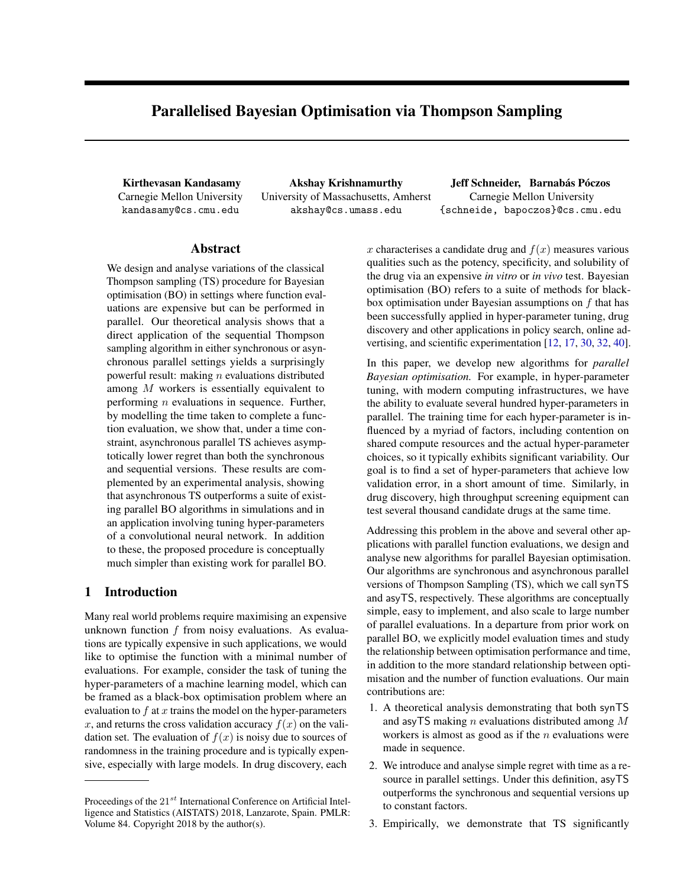# Parallelised Bayesian Optimisation via Thompson Sampling

**Kirthevasan Kandasamy**
Carnegie Mellon University
kandasamy@cs.cmu.edu

**Akshay Krishnamurthy**
University of Massachusetts, Amherst
akshay@cs.umass.edu

**Jeff Schneider, Barnabás Póczos**
Carnegie Mellon University
{schneide, bapoczos}@cs.cmu.edu

## Abstract

We design and analyse variations of the classical Thompson sampling (TS) procedure for Bayesian optimisation (BO) in settings where function evaluations are expensive but can be performed in parallel. Our theoretical analysis shows that a direct application of the sequential Thompson sampling algorithm in either synchronous or asynchronous parallel settings yields a surprisingly powerful result: making $n$ evaluations distributed among $M$ workers is essentially equivalent to performing $n$ evaluations in sequence. Further, by modelling the time taken to complete a function evaluation, we show that, under a time constraint, asynchronous parallel TS achieves asymptotically lower regret than both the synchronous and sequential versions. These results are complemented by an experimental analysis, showing that asynchronous TS outperforms a suite of existing parallel BO algorithms in simulations and in an application involving tuning hyper-parameters of a convolutional neural network. In addition to these, the proposed procedure is conceptually much simpler than existing work for parallel BO.

## 1 Introduction

Many real world problems require maximising an expensive unknown function $f$ from noisy evaluations. As evaluations are typically expensive in such applications, we would like to optimise the function with a minimal number of evaluations. For example, consider the task of tuning the hyper-parameters of a machine learning model, which can be framed as a black-box optimisation problem where an evaluation to $f$ at $x$ trains the model on the hyper-parameters $x$, and returns the cross validation accuracy $f(x)$ on the validation set. The evaluation of $f(x)$ is noisy due to sources of randomness in the training procedure and is typically expensive, especially with large models. In drug discovery, each $x$ characterises a candidate drug and $f(x)$ measures various qualities such as the potency, specificity, and solubility of the drug via an expensive *in vitro* or *in vivo* test. Bayesian optimisation (BO) refers to a suite of methods for black-box optimisation under Bayesian assumptions on $f$ that has been successfully applied in hyper-parameter tuning, drug discovery and other applications in policy search, online advertising, and scientific experimentation [12, 17, 30, 32, 40].

In this paper, we develop new algorithms for *parallel Bayesian optimisation.* For example, in hyper-parameter tuning, with modern computing infrastructures, we have the ability to evaluate several hundred hyper-parameters in parallel. The training time for each hyper-parameter is influenced by a myriad of factors, including contention on shared compute resources and the actual hyper-parameter choices, so it typically exhibits significant variability. Our goal is to find a set of hyper-parameters that achieve low validation error, in a short amount of time. Similarly, in drug discovery, high throughput screening equipment can test several thousand candidate drugs at the same time.

Addressing this problem in the above and several other applications with parallel function evaluations, we design and analyse new algorithms for parallel Bayesian optimisation. Our algorithms are synchronous and asynchronous parallel versions of Thompson Sampling (TS), which we call synTS and asyTS, respectively. These algorithms are conceptually simple, easy to implement, and also scale to large number of parallel evaluations. In a departure from prior work on parallel BO, we explicitly model evaluation times and study the relationship between optimisation performance and time, in addition to the more standard relationship between optimisation and the number of function evaluations. Our main contributions are:

1. A theoretical analysis demonstrating that both synTS and asyTS making $n$ evaluations distributed among $M$ workers is almost as good as if the $n$ evaluations were made in sequence.
2. We introduce and analyse simple regret with time as a resource in parallel settings. Under this definition, asyTS outperforms the synchronous and sequential versions up to constant factors.
3. Empirically, we demonstrate that TS significantly

Proceedings of the $21^{st}$ International Conference on Artificial Intelligence and Statistics (AISTATS) 2018, Lanzarote, Spain. PMLR: Volume 84. Copyright 2018 by the author(s).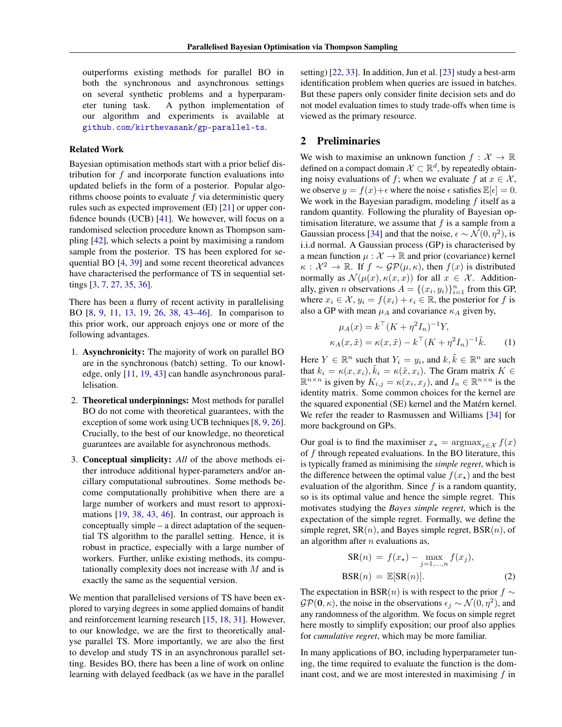outperforms existing methods for parallel BO in both the synchronous and asynchronous settings on several synthetic problems and a hyperparameter tuning task. A python implementation of our algorithm and experiments is available at github.com/kirthevasank/gp-parallel-ts.

**Related Work**

Bayesian optimisation methods start with a prior belief distribution for $f$ and incorporate function evaluations into updated beliefs in the form of a posterior. Popular algorithms choose points to evaluate $f$ via deterministic query rules such as expected improvement (EI) [21] or upper confidence bounds (UCB) [41]. We however, will focus on a randomised selection procedure known as Thompson sampling [42], which selects a point by maximising a random sample from the posterior. TS has been explored for sequential BO [4, 39] and some recent theoretical advances have characterised the performance of TS in sequential settings [3, 7, 27, 35, 36].

There has been a flurry of recent activity in parallelising BO [8, 9, 11, 13, 19, 26, 38, 43–46]. In comparison to this prior work, our approach enjoys one or more of the following advantages.

1. **Asynchronicity:** The majority of work on parallel BO are in the synchronous (batch) setting. To our knowledge, only [11, 19, 43] can handle asynchronous parallelisation.
2. **Theoretical underpinnings:** Most methods for parallel BO do not come with theoretical guarantees, with the exception of some work using UCB techniques [8, 9, 26]. Crucially, to the best of our knowledge, no theoretical guarantees are available for asynchronous methods.
3. **Conceptual simplicity:** *All* of the above methods either introduce additional hyper-parameters and/or ancillary computational subroutines. Some methods become computationally prohibitive when there are a large number of workers and must resort to approximations [19, 38, 43, 46]. In contrast, our approach is conceptually simple – a direct adaptation of the sequential TS algorithm to the parallel setting. Hence, it is robust in practice, especially with a large number of workers. Further, unlike existing methods, its computationally complexity does not increase with $M$ and is exactly the same as the sequential version.

We mention that parallelised versions of TS have been explored to varying degrees in some applied domains of bandit and reinforcement learning research [15, 18, 31]. However, to our knowledge, we are the first to theoretically analyse parallel TS. More importantly, we are also the first to develop and study TS in an asynchronous parallel setting. Besides BO, there has been a line of work on online learning with delayed feedback (as we have in the parallel setting) [22, 33]. In addition, Jun et al. [23] study a best-arm identification problem when queries are issued in batches. But these papers only consider finite decision sets and do not model evaluation times to study trade-offs when time is viewed as the primary resource.

## 2 Preliminaries

We wish to maximise an unknown function $f : \mathcal{X} \to \mathbb{R}$ defined on a compact domain $\mathcal{X} \subset \mathbb{R}^d$, by repeatedly obtaining noisy evaluations of $f$; when we evaluate $f$ at $x \in \mathcal{X}$, we observe $y = f(x) + \epsilon$ where the noise $\epsilon$ satisfies $\mathbb{E}[\epsilon] = 0$. We work in the Bayesian paradigm, modeling $f$ itself as a random quantity. Following the plurality of Bayesian optimisation literature, we assume that $f$ is a sample from a Gaussian process [34] and that the noise, $\epsilon \sim \mathcal{N}(0, \eta^2)$, is i.i.d normal. A Gaussian process (GP) is characterised by a mean function $\mu : \mathcal{X} \to \mathbb{R}$ and prior (covariance) kernel $\kappa : \mathcal{X}^2 \to \mathbb{R}$. If $f \sim \mathcal{GP}(\mu, \kappa)$, then $f(x)$ is distributed normally as $\mathcal{N}(\mu(x), \kappa(x, x))$ for all $x \in \mathcal{X}$. Additionally, given $n$ observations $A = \{(x_i, y_i)\}_{i=1}^n$ from this GP, where $x_i \in \mathcal{X}$, $y_i = f(x_i) + \epsilon_i \in \mathbb{R}$, the posterior for $f$ is also a GP with mean $\mu_A$ and covariance $\kappa_A$ given by,

$$
\begin{aligned}
\mu_A(x) &= k^\top (K + \eta^2 I_n)^{-1} Y, \\
\kappa_A(x, \tilde{x}) &= \kappa(x, \tilde{x}) - k^\top (K + \eta^2 I_n)^{-1} \tilde{k}.
\end{aligned} \tag{1}
$$

Here $Y \in \mathbb{R}^n$ such that $Y_i = y_i$, and $k, \tilde{k} \in \mathbb{R}^n$ are such that $k_i = \kappa(x, x_i), \tilde{k}_i = \kappa(\tilde{x}, x_i)$. The Gram matrix $K \in \mathbb{R}^{n \times n}$ is given by $K_{i,j} = \kappa(x_i, x_j)$, and $I_n \in \mathbb{R}^{n \times n}$ is the identity matrix. Some common choices for the kernel are the squared exponential (SE) kernel and the Matérn kernel. We refer the reader to Rasmussen and Williams [34] for more background on GPs.

Our goal is to find the maximiser $x_\star = \operatorname{argmax}_{x \in \mathcal{X}} f(x)$ of $f$ through repeated evaluations. In the BO literature, this is typically framed as minimising the *simple regret*, which is the difference between the optimal value $f(x_\star)$ and the best evaluation of the algorithm. Since $f$ is a random quantity, so is its optimal value and hence the simple regret. This motivates studying the *Bayes simple regret*, which is the expectation of the simple regret. Formally, we define the simple regret, $\mathrm{SR}(n)$, and Bayes simple regret, $\mathrm{BSR}(n)$, of an algorithm after $n$ evaluations as,

$$
\begin{aligned}
\mathrm{SR}(n) &= f(x_\star) - \max_{j=1,\dots,n} f(x_j), \\
\mathrm{BSR}(n) &= \mathbb{E}[\mathrm{SR}(n)].
\end{aligned} \tag{2}
$$

The expectation in $\mathrm{BSR}(n)$ is with respect to the prior $f \sim \mathcal{GP}(\mathbf{0}, \kappa)$, the noise in the observations $\epsilon_j \sim \mathcal{N}(0, \eta^2)$, and any randomness of the algorithm. We focus on simple regret here mostly to simplify exposition; our proof also applies for *cumulative regret*, which may be more familiar.

In many applications of BO, including hyperparameter tuning, the time required to evaluate the function is the dominant cost, and we are most interested in maximising $f$ in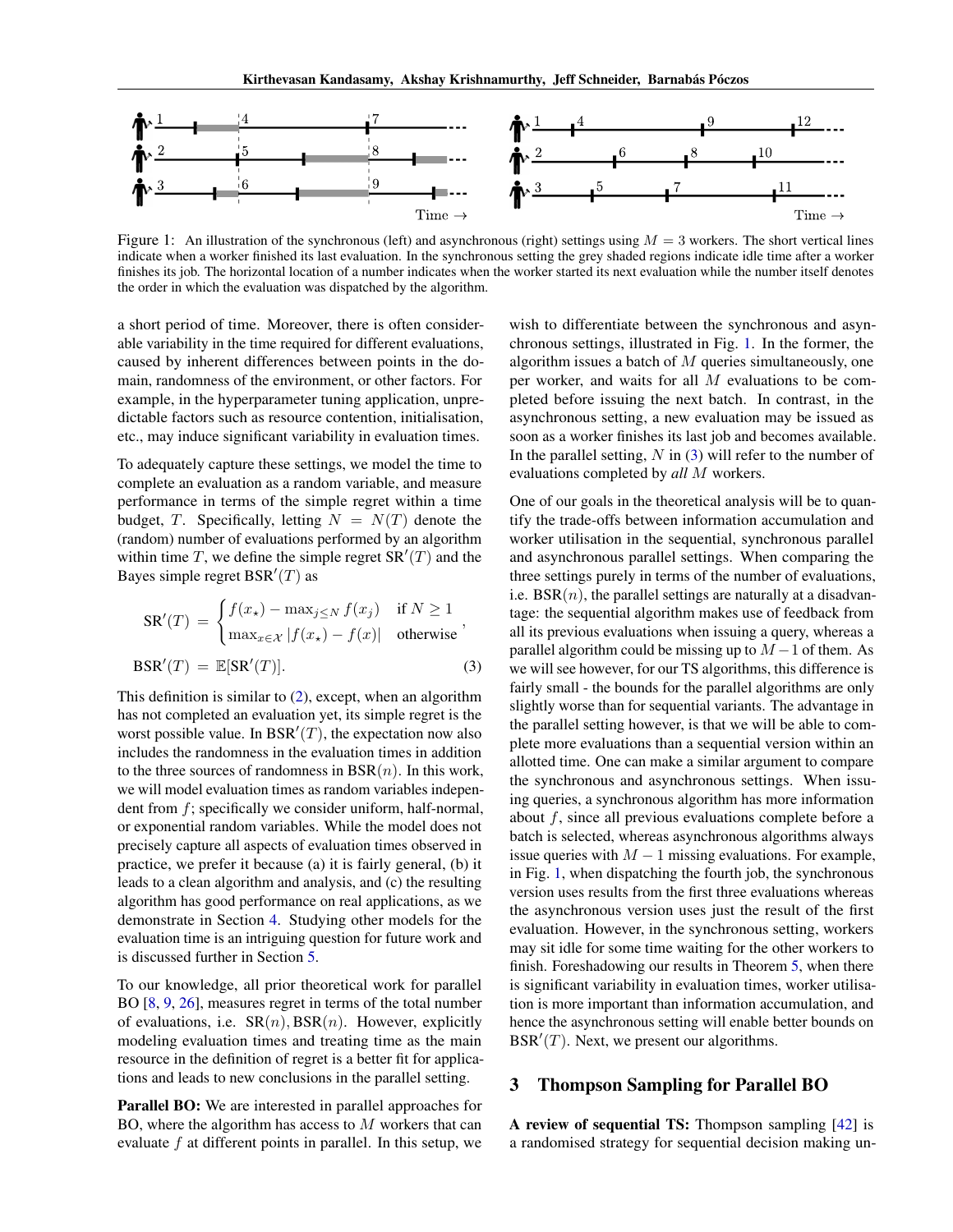Figure 1: An illustration of the synchronous (left) and asynchronous (right) settings using $M = 3$ workers. The short vertical lines indicate when a worker finished its last evaluation. In the synchronous setting the grey shaded regions indicate idle time after a worker finishes its job. The horizontal location of a number indicates when the worker started its next evaluation while the number itself denotes the order in which the evaluation was dispatched by the algorithm.

a short period of time. Moreover, there is often considerable variability in the time required for different evaluations, caused by inherent differences between points in the domain, randomness of the environment, or other factors. For example, in the hyperparameter tuning application, unpredictable factors such as resource contention, initialisation, etc., may induce significant variability in evaluation times.

To adequately capture these settings, we model the time to complete an evaluation as a random variable, and measure performance in terms of the simple regret within a time budget, $T$. Specifically, letting $N = N(T)$ denote the (random) number of evaluations performed by an algorithm within time $T$, we define the simple regret $\mathrm{SR}'(T)$ and the Bayes simple regret $\mathrm{BSR}'(T)$ as

$$
\mathrm{SR}'(T) = \begin{cases} f(x_\star) - \max_{j \le N} f(x_j) & \text{if } N \ge 1 \\ \max_{x \in \mathcal{X}} |f(x_\star) - f(x)| & \text{otherwise} \end{cases},
$$

$$
\mathrm{BSR}'(T) = \mathbb{E}[\mathrm{SR}'(T)]. \tag{3}
$$

This definition is similar to (2), except, when an algorithm has not completed an evaluation yet, its simple regret is the worst possible value. In $\mathrm{BSR}'(T)$, the expectation now also includes the randomness in the evaluation times in addition to the three sources of randomness in $\mathrm{BSR}(n)$. In this work, we will model evaluation times as random variables independent from $f$; specifically we consider uniform, half-normal, or exponential random variables. While the model does not precisely capture all aspects of evaluation times observed in practice, we prefer it because (a) it is fairly general, (b) it leads to a clean algorithm and analysis, and (c) the resulting algorithm has good performance on real applications, as we demonstrate in Section 4. Studying other models for the evaluation time is an intriguing question for future work and is discussed further in Section 5.

To our knowledge, all prior theoretical work for parallel BO [8, 9, 26], measures regret in terms of the total number of evaluations, i.e. $\mathrm{SR}(n), \mathrm{BSR}(n)$. However, explicitly modeling evaluation times and treating time as the main resource in the definition of regret is a better fit for applications and leads to new conclusions in the parallel setting.

**Parallel BO:** We are interested in parallel approaches for BO, where the algorithm has access to $M$ workers that can evaluate $f$ at different points in parallel. In this setup, we wish to differentiate between the synchronous and asynchronous settings, illustrated in Fig. 1. In the former, the algorithm issues a batch of $M$ queries simultaneously, one per worker, and waits for all $M$ evaluations to be completed before issuing the next batch. In contrast, in the asynchronous setting, a new evaluation may be issued as soon as a worker finishes its last job and becomes available. In the parallel setting, $N$ in (3) will refer to the number of evaluations completed by *all* $M$ workers.

One of our goals in the theoretical analysis will be to quantify the trade-offs between information accumulation and worker utilisation in the sequential, synchronous parallel and asynchronous parallel settings. When comparing the three settings purely in terms of the number of evaluations, i.e. $\mathrm{BSR}(n)$, the parallel settings are naturally at a disadvantage: the sequential algorithm makes use of feedback from all its previous evaluations when issuing a query, whereas a parallel algorithm could be missing up to $M-1$ of them. As we will see however, for our TS algorithms, this difference is fairly small - the bounds for the parallel algorithms are only slightly worse than for sequential variants. The advantage in the parallel setting however, is that we will be able to complete more evaluations than a sequential version within an allotted time. One can make a similar argument to compare the synchronous and asynchronous settings. When issuing queries, a synchronous algorithm has more information about $f$, since all previous evaluations complete before a batch is selected, whereas asynchronous algorithms always issue queries with $M-1$ missing evaluations. For example, in Fig. 1, when dispatching the fourth job, the synchronous version uses results from the first three evaluations whereas the asynchronous version uses just the result of the first evaluation. However, in the synchronous setting, workers may sit idle for some time waiting for the other workers to finish. Foreshadowing our results in Theorem 5, when there is significant variability in evaluation times, worker utilisation is more important than information accumulation, and hence the asynchronous setting will enable better bounds on $\mathrm{BSR}'(T)$. Next, we present our algorithms.

## 3 Thompson Sampling for Parallel BO

**A review of sequential TS:** Thompson sampling [42] is a randomised strategy for sequential decision making un-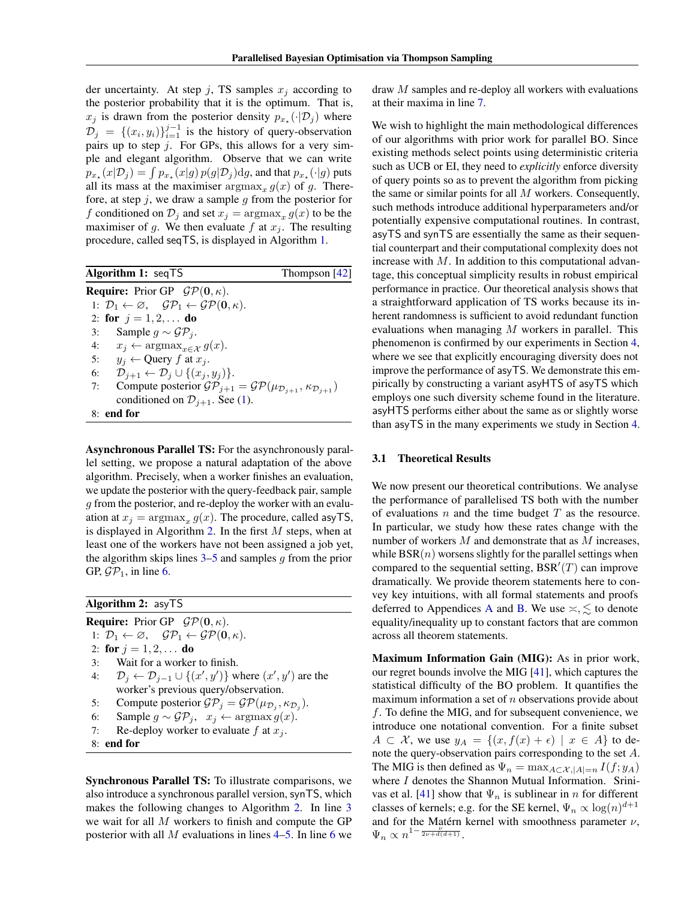der uncertainty. At step $j$, TS samples $x_j$ according to the posterior probability that it is the optimum. That is, $x_j$ is drawn from the posterior density $p_{x_\star}(\cdot|\mathcal{D}_j)$ where $\mathcal{D}_j = \{(x_i, y_i)\}_{i=1}^{j-1}$ is the history of query-observation pairs up to step $j$. For GPs, this allows for a very simple and elegant algorithm. Observe that we can write $p_{x_\star}(x|\mathcal{D}_j) = \int p_{x_\star}(x|g)\, p(g|\mathcal{D}_j) \mathrm{d}g$, and that $p_{x_\star}(\cdot|g)$ puts all its mass at the maximiser $\mathrm{argmax}_x\, g(x)$ of $g$. Therefore, at step $j$, we draw a sample $g$ from the posterior for $f$ conditioned on $\mathcal{D}_j$ and set $x_j = \mathrm{argmax}_x\, g(x)$ to be the maximiser of $g$. We then evaluate $f$ at $x_j$. The resulting procedure, called seqTS, is displayed in Algorithm 1.

**Algorithm 1:** seqTS — Thompson [42]

**Require:** Prior GP $\mathcal{GP}(\mathbf{0}, \kappa)$.
1: $\mathcal{D}_1 \leftarrow \varnothing$, $\quad \mathcal{GP}_1 \leftarrow \mathcal{GP}(\mathbf{0}, \kappa)$.
2: **for** $j = 1, 2, \ldots$ **do**
3: $\quad$ Sample $g \sim \mathcal{GP}_j$.
4: $\quad$ $x_j \leftarrow \mathrm{argmax}_{x \in \mathcal{X}}\, g(x)$.
5: $\quad$ $y_j \leftarrow$ Query $f$ at $x_j$.
6: $\quad$ $\mathcal{D}_{j+1} \leftarrow \mathcal{D}_j \cup \{(x_j, y_j)\}$.
7: $\quad$ Compute posterior $\mathcal{GP}_{j+1} = \mathcal{GP}(\mu_{\mathcal{D}_{j+1}}, \kappa_{\mathcal{D}_{j+1}})$ conditioned on $\mathcal{D}_{j+1}$. See (1).
8: **end for**

**Asynchronous Parallel TS:** For the asynchronously parallel setting, we propose a natural adaptation of the above algorithm. Precisely, when a worker finishes an evaluation, we update the posterior with the query-feedback pair, sample $g$ from the posterior, and re-deploy the worker with an evaluation at $x_j = \mathrm{argmax}_x\, g(x)$. The procedure, called asyTS, is displayed in Algorithm 2. In the first $M$ steps, when at least one of the workers have not been assigned a job yet, the algorithm skips lines 3–5 and samples $g$ from the prior GP, $\mathcal{GP}_1$, in line 6.

**Algorithm 2:** asyTS

**Require:** Prior GP $\mathcal{GP}(\mathbf{0}, \kappa)$.
1: $\mathcal{D}_1 \leftarrow \varnothing$, $\quad \mathcal{GP}_1 \leftarrow \mathcal{GP}(\mathbf{0}, \kappa)$.
2: **for** $j = 1, 2, \ldots$ **do**
3: $\quad$ Wait for a worker to finish.
4: $\quad$ $\mathcal{D}_j \leftarrow \mathcal{D}_{j-1} \cup \{(x', y')\}$ where $(x', y')$ are the worker's previous query/observation.
5: $\quad$ Compute posterior $\mathcal{GP}_j = \mathcal{GP}(\mu_{\mathcal{D}_j}, \kappa_{\mathcal{D}_j})$.
6: $\quad$ Sample $g \sim \mathcal{GP}_j$, $\quad x_j \leftarrow \mathrm{argmax}\, g(x)$.
7: $\quad$ Re-deploy worker to evaluate $f$ at $x_j$.
8: **end for**

**Synchronous Parallel TS:** To illustrate comparisons, we also introduce a synchronous parallel version, synTS, which makes the following changes to Algorithm 2. In line 3 we wait for all $M$ workers to finish and compute the GP posterior with all $M$ evaluations in lines 4–5. In line 6 we draw $M$ samples and re-deploy all workers with evaluations at their maxima in line 7.

We wish to highlight the main methodological differences of our algorithms with prior work for parallel BO. Since existing methods select points using deterministic criteria such as UCB or EI, they need to *explicitly* enforce diversity of query points so as to prevent the algorithm from picking the same or similar points for all $M$ workers. Consequently, such methods introduce additional hyperparameters and/or potentially expensive computational routines. In contrast, asyTS and synTS are essentially the same as their sequential counterpart and their computational complexity does not increase with $M$. In addition to this computational advantage, this conceptual simplicity results in robust empirical performance in practice. Our theoretical analysis shows that a straightforward application of TS works because its inherent randomness is sufficient to avoid redundant function evaluations when managing $M$ workers in parallel. This phenomenon is confirmed by our experiments in Section 4, where we see that explicitly encouraging diversity does not improve the performance of asyTS. We demonstrate this empirically by constructing a variant asyHTS of asyTS which employs one such diversity scheme found in the literature. asyHTS performs either about the same as or slightly worse than asyTS in the many experiments we study in Section 4.

### 3.1 Theoretical Results

We now present our theoretical contributions. We analyse the performance of parallelised TS both with the number of evaluations $n$ and the time budget $T$ as the resource. In particular, we study how these rates change with the number of workers $M$ and demonstrate that as $M$ increases, while $\mathrm{BSR}(n)$ worsens slightly for the parallel settings when compared to the sequential setting, $\mathrm{BSR}'(T)$ can improve dramatically. We provide theorem statements here to convey key intuitions, with all formal statements and proofs deferred to Appendices A and B. We use $\asymp, \lesssim$ to denote equality/inequality up to constant factors that are common across all theorem statements.

**Maximum Information Gain (MIG):** As in prior work, our regret bounds involve the MIG [41], which captures the statistical difficulty of the BO problem. It quantifies the maximum information a set of $n$ observations provide about $f$. To define the MIG, and for subsequent convenience, we introduce one notational convention. For a finite subset $A \subset \mathcal{X}$, we use $y_A = \{(x, f(x) + \epsilon) \mid x \in A\}$ to denote the query-observation pairs corresponding to the set $A$. The MIG is then defined as $\Psi_n = \max_{A \subset \mathcal{X}, |A| = n} I(f; y_A)$ where $I$ denotes the Shannon Mutual Information. Srinivas et al. [41] show that $\Psi_n$ is sublinear in $n$ for different classes of kernels; e.g. for the SE kernel, $\Psi_n \propto \log(n)^{d+1}$ and for the Matérn kernel with smoothness parameter $\nu$, $\Psi_n \propto n^{1 - \frac{\nu}{2\nu + d(d+1)}}$.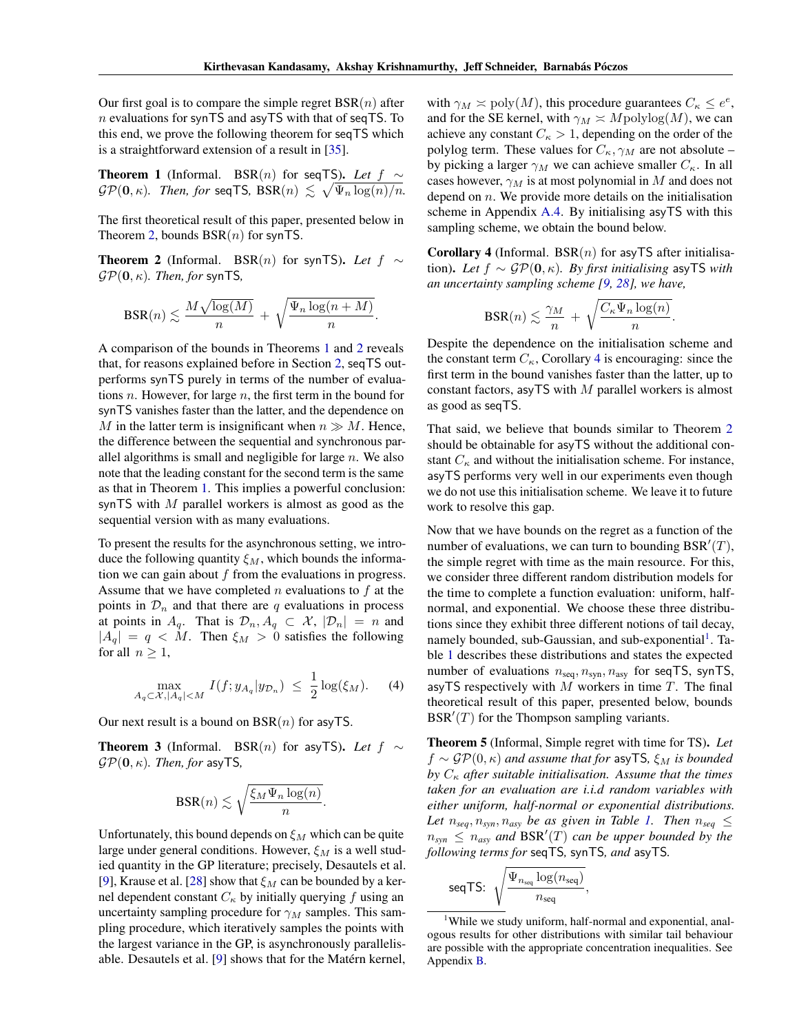Our first goal is to compare the simple regret $\mathrm{BSR}(n)$ after $n$ evaluations for synTS and asyTS with that of seqTS. To this end, we prove the following theorem for seqTS which is a straightforward extension of a result in [35].

**Theorem 1** (Informal. $\mathrm{BSR}(n)$ for seqTS)**.** *Let $f \sim \mathcal{GP}(\mathbf{0}, \kappa)$. Then, for* seqTS*, $\mathrm{BSR}(n) \lesssim \sqrt{\Psi_n \log(n)/n}$.*

The first theoretical result of this paper, presented below in Theorem 2, bounds $\mathrm{BSR}(n)$ for synTS.

**Theorem 2** (Informal. $\mathrm{BSR}(n)$ for synTS)**.** *Let $f \sim \mathcal{GP}(\mathbf{0}, \kappa)$. Then, for* synTS*,*

$$\mathrm{BSR}(n) \lesssim \frac{M\sqrt{\log(M)}}{n} + \sqrt{\frac{\Psi_n \log(n+M)}{n}}.$$

A comparison of the bounds in Theorems 1 and 2 reveals that, for reasons explained before in Section 2, seqTS outperforms synTS purely in terms of the number of evaluations $n$. However, for large $n$, the first term in the bound for synTS vanishes faster than the latter, and the dependence on $M$ in the latter term is insignificant when $n \gg M$. Hence, the difference between the sequential and synchronous parallel algorithms is small and negligible for large $n$. We also note that the leading constant for the second term is the same as that in Theorem 1. This implies a powerful conclusion: synTS with $M$ parallel workers is almost as good as the sequential version with as many evaluations.

To present the results for the asynchronous setting, we introduce the following quantity $\xi_M$, which bounds the information we can gain about $f$ from the evaluations in progress. Assume that we have completed $n$ evaluations to $f$ at the points in $\mathcal{D}_n$ and that there are $q$ evaluations in process at points in $A_q$. That is $\mathcal{D}_n, A_q \subset \mathcal{X}$, $|\mathcal{D}_n| = n$ and $|A_q| = q < M$. Then $\xi_M > 0$ satisfies the following for all $n \geq 1$,

$$\max_{A_q \subset \mathcal{X}, |A_q| < M} I(f; y_{A_q} | y_{\mathcal{D}_n}) \;\leq\; \frac{1}{2}\log(\xi_M). \qquad (4)$$

Our next result is a bound on $\mathrm{BSR}(n)$ for asyTS.

**Theorem 3** (Informal. $\mathrm{BSR}(n)$ for asyTS)**.** *Let $f \sim \mathcal{GP}(\mathbf{0}, \kappa)$. Then, for* asyTS*,*

$$\mathrm{BSR}(n) \lesssim \sqrt{\frac{\xi_M \Psi_n \log(n)}{n}}.$$

Unfortunately, this bound depends on $\xi_M$ which can be quite large under general conditions. However, $\xi_M$ is a well studied quantity in the GP literature; precisely, Desautels et al. [9], Krause et al. [28] show that $\xi_M$ can be bounded by a kernel dependent constant $C_\kappa$ by initially querying $f$ using an uncertainty sampling procedure for $\gamma_M$ samples. This sampling procedure, which iteratively samples the points with the largest variance in the GP, is asynchronously parallelisable. Desautels et al. [9] shows that for the Matérn kernel, with $\gamma_M \asymp \mathrm{poly}(M)$, this procedure guarantees $C_\kappa \leq e^e$, and for the SE kernel, with $\gamma_M \asymp M\mathrm{polylog}(M)$, we can achieve any constant $C_\kappa > 1$, depending on the order of the polylog term. These values for $C_\kappa, \gamma_M$ are not absolute – by picking a larger $\gamma_M$ we can achieve smaller $C_\kappa$. In all cases however, $\gamma_M$ is at most polynomial in $M$ and does not depend on $n$. We provide more details on the initialisation scheme in Appendix A.4. By initialising asyTS with this sampling scheme, we obtain the bound below.

**Corollary 4** (Informal. $\mathrm{BSR}(n)$ for asyTS after initialisation)**.** *Let $f \sim \mathcal{GP}(\mathbf{0}, \kappa)$. By first initialising* asyTS *with an uncertainty sampling scheme [9, 28], we have,*

$$\mathrm{BSR}(n) \lesssim \frac{\gamma_M}{n} + \sqrt{\frac{C_\kappa \Psi_n \log(n)}{n}}.$$

Despite the dependence on the initialisation scheme and the constant term $C_\kappa$, Corollary 4 is encouraging: since the first term in the bound vanishes faster than the latter, up to constant factors, asyTS with $M$ parallel workers is almost as good as seqTS.

That said, we believe that bounds similar to Theorem 2 should be obtainable for asyTS without the additional constant $C_\kappa$ and without the initialisation scheme. For instance, asyTS performs very well in our experiments even though we do not use this initialisation scheme. We leave it to future work to resolve this gap.

Now that we have bounds on the regret as a function of the number of evaluations, we can turn to bounding $\mathrm{BSR}'(T)$, the simple regret with time as the main resource. For this, we consider three different random distribution models for the time to complete a function evaluation: uniform, half-normal, and exponential. We choose these three distributions since they exhibit three different notions of tail decay, namely bounded, sub-Gaussian, and sub-exponential[1]. Table 1 describes these distributions and states the expected number of evaluations $n_{\mathrm{seq}}, n_{\mathrm{syn}}, n_{\mathrm{asy}}$ for seqTS, synTS, asyTS respectively with $M$ workers in time $T$. The final theoretical result of this paper, presented below, bounds $\mathrm{BSR}'(T)$ for the Thompson sampling variants.

**Theorem 5** (Informal, Simple regret with time for TS)**.** *Let $f \sim \mathcal{GP}(0, \kappa)$ and assume that for* asyTS*, $\xi_M$ is bounded by $C_\kappa$ after suitable initialisation. Assume that the times taken for an evaluation are i.i.d random variables with either uniform, half-normal or exponential distributions. Let $n_{seq}, n_{syn}, n_{asy}$ be as given in Table 1. Then $n_{seq} \leq n_{syn} \leq n_{asy}$ and $\mathrm{BSR}'(T)$ can be upper bounded by the following terms for* seqTS*,* synTS*, and* asyTS*.*

$$\text{seqTS:} \quad \sqrt{\frac{\Psi_{n_{\mathrm{seq}}} \log(n_{\mathrm{seq}})}{n_{\mathrm{seq}}}},$$

[1] While we study uniform, half-normal and exponential, analogous results for other distributions with similar tail behaviour are possible with the appropriate concentration inequalities. See Appendix B.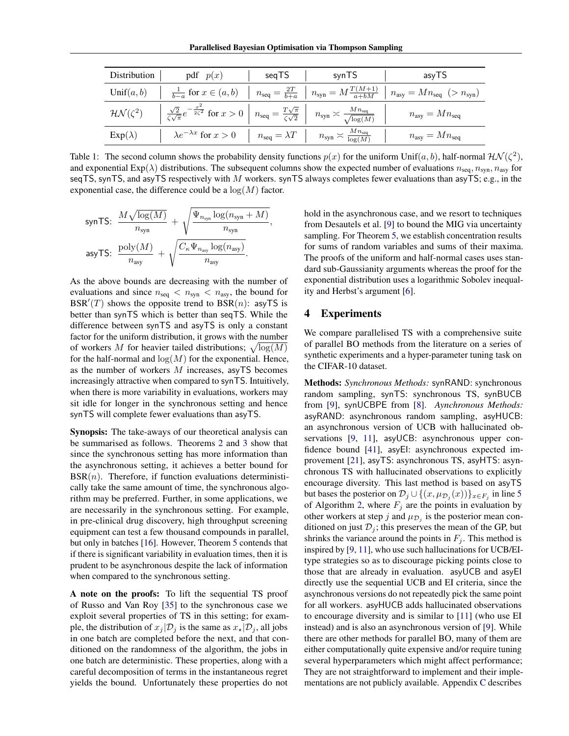| Distribution | pdf $p(x)$ | seqTS | synTS | asyTS |
|---|---|---|---|---|
| $\mathrm{Unif}(a,b)$ | $\frac{1}{b-a}$ for $x \in (a,b)$ | $n_{\mathrm{seq}} = \frac{2T}{b+a}$ | $n_{\mathrm{syn}} = M\frac{T(M+1)}{a+bM}$ | $n_{\mathrm{asy}} = Mn_{\mathrm{seq}}$ $(> n_{\mathrm{syn}})$ |
| $\mathcal{HN}(\zeta^2)$ | $\frac{\sqrt{2}}{\zeta\sqrt{\pi}}e^{-\frac{x^2}{2\zeta^2}}$ for $x > 0$ | $n_{\mathrm{seq}} = \frac{T\sqrt{\pi}}{\zeta\sqrt{2}}$ | $n_{\mathrm{syn}} \asymp \frac{Mn_{\mathrm{seq}}}{\sqrt{\log(M)}}$ | $n_{\mathrm{asy}} = Mn_{\mathrm{seq}}$ |
| $\mathrm{Exp}(\lambda)$ | $\lambda e^{-\lambda x}$ for $x > 0$ | $n_{\mathrm{seq}} = \lambda T$ | $n_{\mathrm{syn}} \asymp \frac{Mn_{\mathrm{seq}}}{\log(M)}$ | $n_{\mathrm{asy}} = Mn_{\mathrm{seq}}$ |

Table 1: The second column shows the probability density functions $p(x)$ for the uniform $\mathrm{Unif}(a,b)$, half-normal $\mathcal{HN}(\zeta^2)$, and exponential $\mathrm{Exp}(\lambda)$ distributions. The subsequent columns show the expected number of evaluations $n_{\mathrm{seq}}, n_{\mathrm{syn}}, n_{\mathrm{asy}}$ for seqTS, synTS, and asyTS respectively with $M$ workers. synTS always completes fewer evaluations than asyTS; e.g., in the exponential case, the difference could be a $\log(M)$ factor.

$$\text{synTS:} \;\; \frac{M\sqrt{\log(M)}}{n_{\mathrm{syn}}} + \sqrt{\frac{\Psi_{n_{\mathrm{syn}}}\log(n_{\mathrm{syn}}+M)}{n_{\mathrm{syn}}}},$$

$$\text{asyTS:} \;\; \frac{\mathrm{poly}(M)}{n_{\mathrm{asy}}} + \sqrt{\frac{C_\kappa \Psi_{n_{\mathrm{asy}}}\log(n_{\mathrm{asy}})}{n_{\mathrm{asy}}}}.$$

As the above bounds are decreasing with the number of evaluations and since $n_{\mathrm{seq}} < n_{\mathrm{syn}} < n_{\mathrm{asy}}$, the bound for $\mathrm{BSR}'(T)$ shows the opposite trend to $\mathrm{BSR}(n)$: asyTS is better than synTS which is better than seqTS. While the difference between synTS and asyTS is only a constant factor for the uniform distribution, it grows with the number of workers $M$ for heavier tailed distributions; $\sqrt{\log(M)}$ for the half-normal and $\log(M)$ for the exponential. Hence, as the number of workers $M$ increases, asyTS becomes increasingly attractive when compared to synTS. Intuitively, when there is more variability in evaluations, workers may sit idle for longer in the synchronous setting and hence synTS will complete fewer evaluations than asyTS.

**Synopsis:** The take-aways of our theoretical analysis can be summarised as follows. Theorems 2 and 3 show that since the synchronous setting has more information than the asynchronous setting, it achieves a better bound for $\mathrm{BSR}(n)$. Therefore, if function evaluations deterministically take the same amount of time, the synchronous algorithm may be preferred. Further, in some applications, we are necessarily in the synchronous setting. For example, in pre-clinical drug discovery, high throughput screening equipment can test a few thousand compounds in parallel, but only in batches [16]. However, Theorem 5 contends that if there is significant variability in evaluation times, then it is prudent to be asynchronous despite the lack of information when compared to the synchronous setting.

**A note on the proofs:** To lift the sequential TS proof of Russo and Van Roy [35] to the synchronous case we exploit several properties of TS in this setting; for example, the distribution of $x_j|\mathcal{D}_j$ is the same as $x_\star|\mathcal{D}_j$, all jobs in one batch are completed before the next, and that conditioned on the randomness of the algorithm, the jobs in one batch are deterministic. These properties, along with a careful decomposition of terms in the instantaneous regret yields the bound. Unfortunately these properties do not hold in the asynchronous case, and we resort to techniques from Desautels et al. [9] to bound the MIG via uncertainty sampling. For Theorem 5, we establish concentration results for sums of random variables and sums of their maxima. The proofs of the uniform and half-normal cases uses standard sub-Gaussianity arguments whereas the proof for the exponential distribution uses a logarithmic Sobolev inequality and Herbst's argument [6].

## 4 Experiments

We compare parallelised TS with a comprehensive suite of parallel BO methods from the literature on a series of synthetic experiments and a hyper-parameter tuning task on the CIFAR-10 dataset.

**Methods:** *Synchronous Methods:* synRAND: synchronous random sampling, synTS: synchronous TS, synBUCB from [9], synUCBPE from [8]. *Aynchronous Methods:* asyRAND: asynchronous random sampling, asyHUCB: an asynchronous version of UCB with hallucinated observations [9, 11], asyUCB: asynchronous upper confidence bound [41], asyEI: asynchronous expected improvement [21], asyTS: asynchronous TS, asyHTS: asynchronous TS with hallucinated observations to explicitly encourage diversity. This last method is based on asyTS but bases the posterior on $\mathcal{D}_j \cup \{(x, \mu_{\mathcal{D}_j}(x))\}_{x\in F_j}$ in line 5 of Algorithm 2, where $F_j$ are the points in evaluation by other workers at step $j$ and $\mu_{\mathcal{D}_j}$ is the posterior mean conditioned on just $\mathcal{D}_j$; this preserves the mean of the GP, but shrinks the variance around the points in $F_j$. This method is inspired by [9, 11], who use such hallucinations for UCB/EI-type strategies so as to discourage picking points close to those that are already in evaluation. asyUCB and asyEI directly use the sequential UCB and EI criteria, since the asynchronous versions do not repeatedly pick the same point for all workers. asyHUCB adds hallucinated observations to encourage diversity and is similar to [11] (who use EI instead) and is also an asynchronous version of [9]. While there are other methods for parallel BO, many of them are either computationally quite expensive and/or require tuning several hyperparameters which might affect performance; They are not straightforward to implement and their implementations are not publicly available. Appendix C describes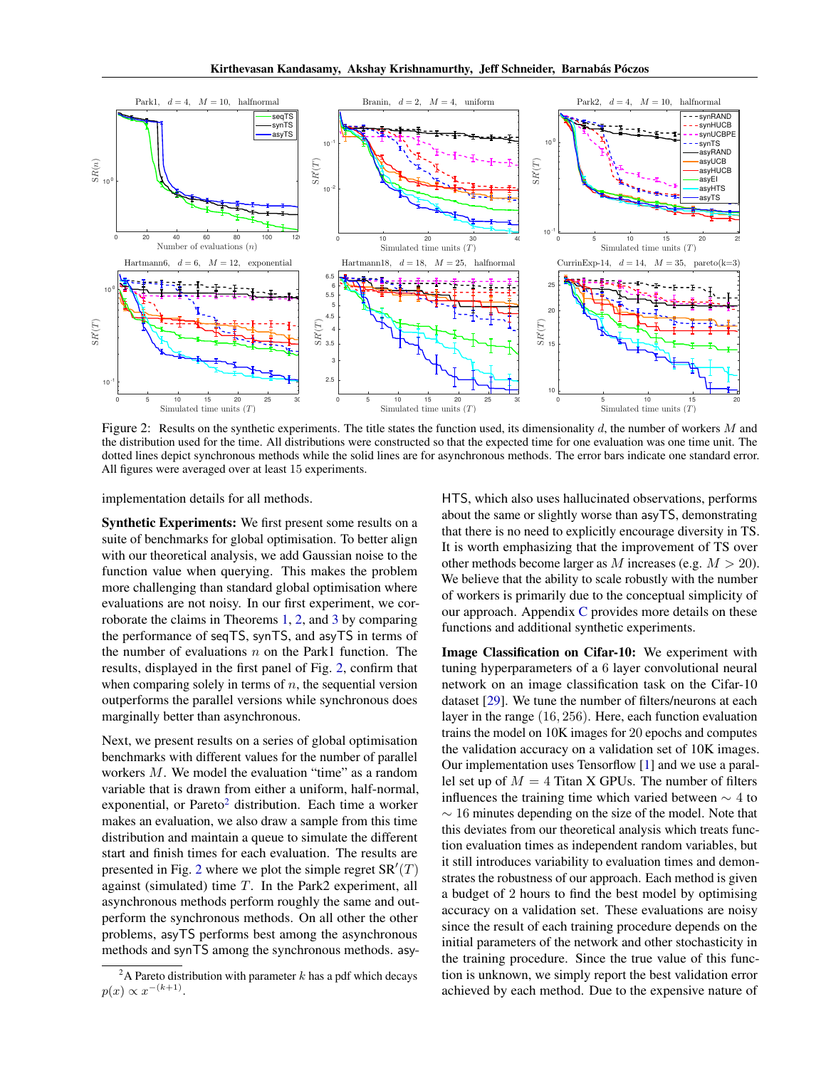Figure 2: Results on the synthetic experiments. The title states the function used, its dimensionality $d$, the number of workers $M$ and the distribution used for the time. All distributions were constructed so that the expected time for one evaluation was one time unit. The dotted lines depict synchronous methods while the solid lines are for asynchronous methods. The error bars indicate one standard error. All figures were averaged over at least 15 experiments.

implementation details for all methods.

**Synthetic Experiments:** We first present some results on a suite of benchmarks for global optimisation. To better align with our theoretical analysis, we add Gaussian noise to the function value when querying. This makes the problem more challenging than standard global optimisation where evaluations are not noisy. In our first experiment, we corroborate the claims in Theorems 1, 2, and 3 by comparing the performance of seqTS, synTS, and asyTS in terms of the number of evaluations $n$ on the Park1 function. The results, displayed in the first panel of Fig. 2, confirm that when comparing solely in terms of $n$, the sequential version outperforms the parallel versions while synchronous does marginally better than asynchronous.

Next, we present results on a series of global optimisation benchmarks with different values for the number of parallel workers $M$. We model the evaluation "time" as a random variable that is drawn from either a uniform, half-normal, exponential, or Pareto[2] distribution. Each time a worker makes an evaluation, we also draw a sample from this time distribution and maintain a queue to simulate the different start and finish times for each evaluation. The results are presented in Fig. 2 where we plot the simple regret $\mathrm{SR}'(T)$ against (simulated) time $T$. In the Park2 experiment, all asynchronous methods perform roughly the same and outperform the synchronous methods. On all other the other problems, asyTS performs best among the asynchronous methods and synTS among the synchronous methods. asyHTS, which also uses hallucinated observations, performs about the same or slightly worse than asyTS, demonstrating that there is no need to explicitly encourage diversity in TS. It is worth emphasizing that the improvement of TS over other methods become larger as $M$ increases (e.g. $M > 20$). We believe that the ability to scale robustly with the number of workers is primarily due to the conceptual simplicity of our approach. Appendix C provides more details on these functions and additional synthetic experiments.

**Image Classification on Cifar-10:** We experiment with tuning hyperparameters of a 6 layer convolutional neural network on an image classification task on the Cifar-10 dataset [29]. We tune the number of filters/neurons at each layer in the range $(16, 256)$. Here, each function evaluation trains the model on 10K images for 20 epochs and computes the validation accuracy on a validation set of 10K images. Our implementation uses Tensorflow [1] and we use a parallel set up of $M = 4$ Titan X GPUs. The number of filters influences the training time which varied between $\sim 4$ to $\sim 16$ minutes depending on the size of the model. Note that this deviates from our theoretical analysis which treats function evaluation times as independent random variables, but it still introduces variability to evaluation times and demonstrates the robustness of our approach. Each method is given a budget of 2 hours to find the best model by optimising accuracy on a validation set. These evaluations are noisy since the result of each training procedure depends on the initial parameters of the network and other stochasticity in the training procedure. Since the true value of this function is unknown, we simply report the best validation error achieved by each method. Due to the expensive nature of

[2] A Pareto distribution with parameter $k$ has a pdf which decays $p(x) \propto x^{-(k+1)}$.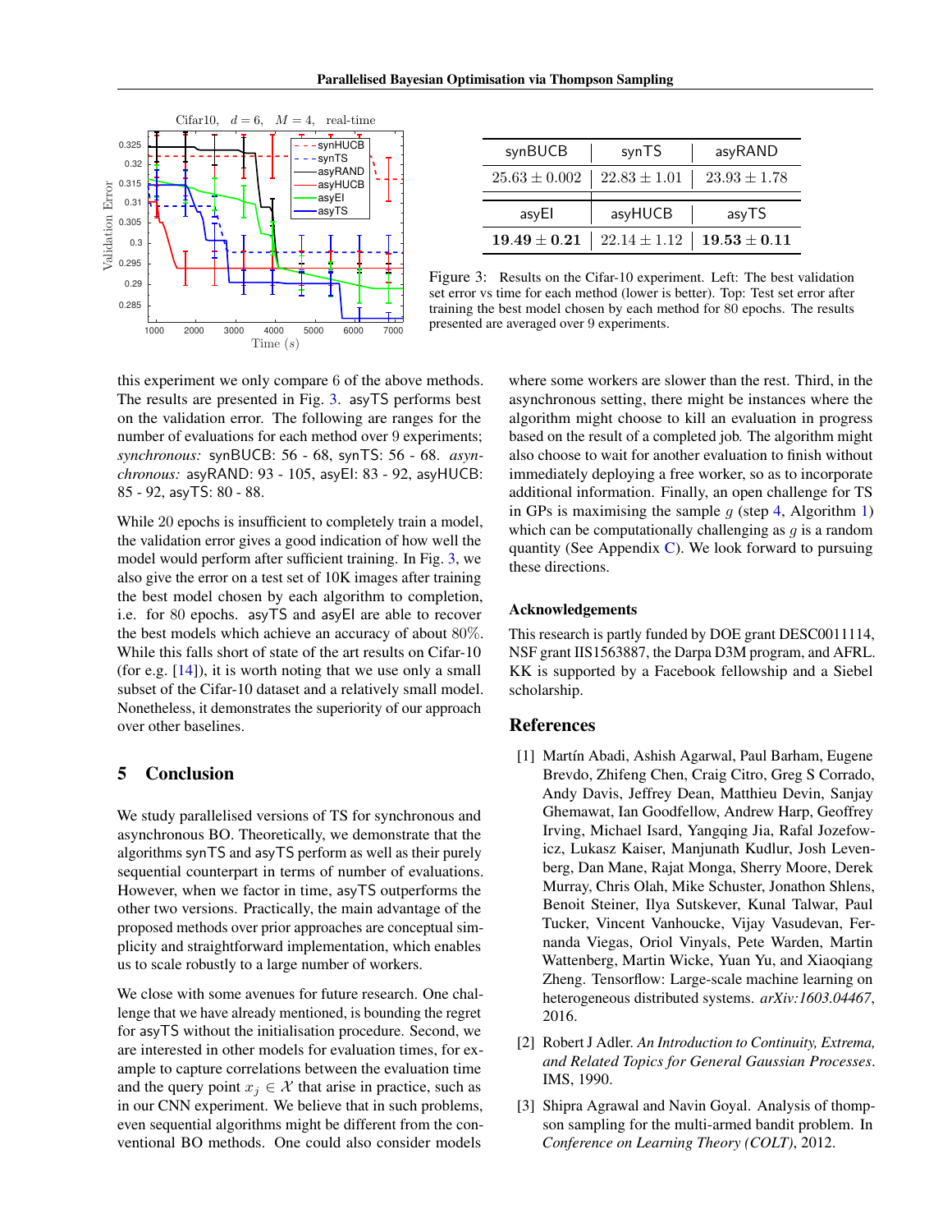| synBUCB | synTS | asyRAND |
| --- | --- | --- |
| $25.63 \pm 0.002$ | $22.83 \pm 1.01$ | $23.93 \pm 1.78$ |
| **asyEI** | **asyHUCB** | **asyTS** |
| $\mathbf{19.49 \pm 0.21}$ | $22.14 \pm 1.12$ | $\mathbf{19.53 \pm 0.11}$ |

Figure 3: Results on the Cifar-10 experiment. Left: The best validation set error vs time for each method (lower is better). Top: Test set error after training the best model chosen by each method for 80 epochs. The results presented are averaged over 9 experiments.

this experiment we only compare 6 of the above methods. The results are presented in Fig. 3. asyTS performs best on the validation error. The following are ranges for the number of evaluations for each method over 9 experiments; *synchronous:* synBUCB: 56 - 68, synTS: 56 - 68. *asynchronous:* asyRAND: 93 - 105, asyEI: 83 - 92, asyHUCB: 85 - 92, asyTS: 80 - 88.

While 20 epochs is insufficient to completely train a model, the validation error gives a good indication of how well the model would perform after sufficient training. In Fig. 3, we also give the error on a test set of 10K images after training the best model chosen by each algorithm to completion, i.e. for 80 epochs. asyTS and asyEI are able to recover the best models which achieve an accuracy of about 80%. While this falls short of state of the art results on Cifar-10 (for e.g. [14]), it is worth noting that we use only a small subset of the Cifar-10 dataset and a relatively small model. Nonetheless, it demonstrates the superiority of our approach over other baselines.

## 5 Conclusion

We study parallelised versions of TS for synchronous and asynchronous BO. Theoretically, we demonstrate that the algorithms synTS and asyTS perform as well as their purely sequential counterpart in terms of number of evaluations. However, when we factor in time, asyTS outperforms the other two versions. Practically, the main advantage of the proposed methods over prior approaches are conceptual simplicity and straightforward implementation, which enables us to scale robustly to a large number of workers.

We close with some avenues for future research. One challenge that we have already mentioned, is bounding the regret for asyTS without the initialisation procedure. Second, we are interested in other models for evaluation times, for example to capture correlations between the evaluation time and the query point $x_j \in \mathcal{X}$ that arise in practice, such as in our CNN experiment. We believe that in such problems, even sequential algorithms might be different from the conventional BO methods. One could also consider models where some workers are slower than the rest. Third, in the asynchronous setting, there might be instances where the algorithm might choose to kill an evaluation in progress based on the result of a completed job. The algorithm might also choose to wait for another evaluation to finish without immediately deploying a free worker, so as to incorporate additional information. Finally, an open challenge for TS in GPs is maximising the sample $g$ (step 4, Algorithm 1) which can be computationally challenging as $g$ is a random quantity (See Appendix C). We look forward to pursuing these directions.

### Acknowledgements

This research is partly funded by DOE grant DESC0011114, NSF grant IIS1563887, the Darpa D3M program, and AFRL. KK is supported by a Facebook fellowship and a Siebel scholarship.

## References

[1] Martín Abadi, Ashish Agarwal, Paul Barham, Eugene Brevdo, Zhifeng Chen, Craig Citro, Greg S Corrado, Andy Davis, Jeffrey Dean, Matthieu Devin, Sanjay Ghemawat, Ian Goodfellow, Andrew Harp, Geoffrey Irving, Michael Isard, Yangqing Jia, Rafal Jozefowicz, Lukasz Kaiser, Manjunath Kudlur, Josh Levenberg, Dan Mane, Rajat Monga, Sherry Moore, Derek Murray, Chris Olah, Mike Schuster, Jonathon Shlens, Benoit Steiner, Ilya Sutskever, Kunal Talwar, Paul Tucker, Vincent Vanhoucke, Vijay Vasudevan, Fernanda Viegas, Oriol Vinyals, Pete Warden, Martin Wattenberg, Martin Wicke, Yuan Yu, and Xiaoqiang Zheng. Tensorflow: Large-scale machine learning on heterogeneous distributed systems. *arXiv:1603.04467*, 2016.

[2] Robert J Adler. *An Introduction to Continuity, Extrema, and Related Topics for General Gaussian Processes*. IMS, 1990.

[3] Shipra Agrawal and Navin Goyal. Analysis of thompson sampling for the multi-armed bandit problem. In *Conference on Learning Theory (COLT)*, 2012.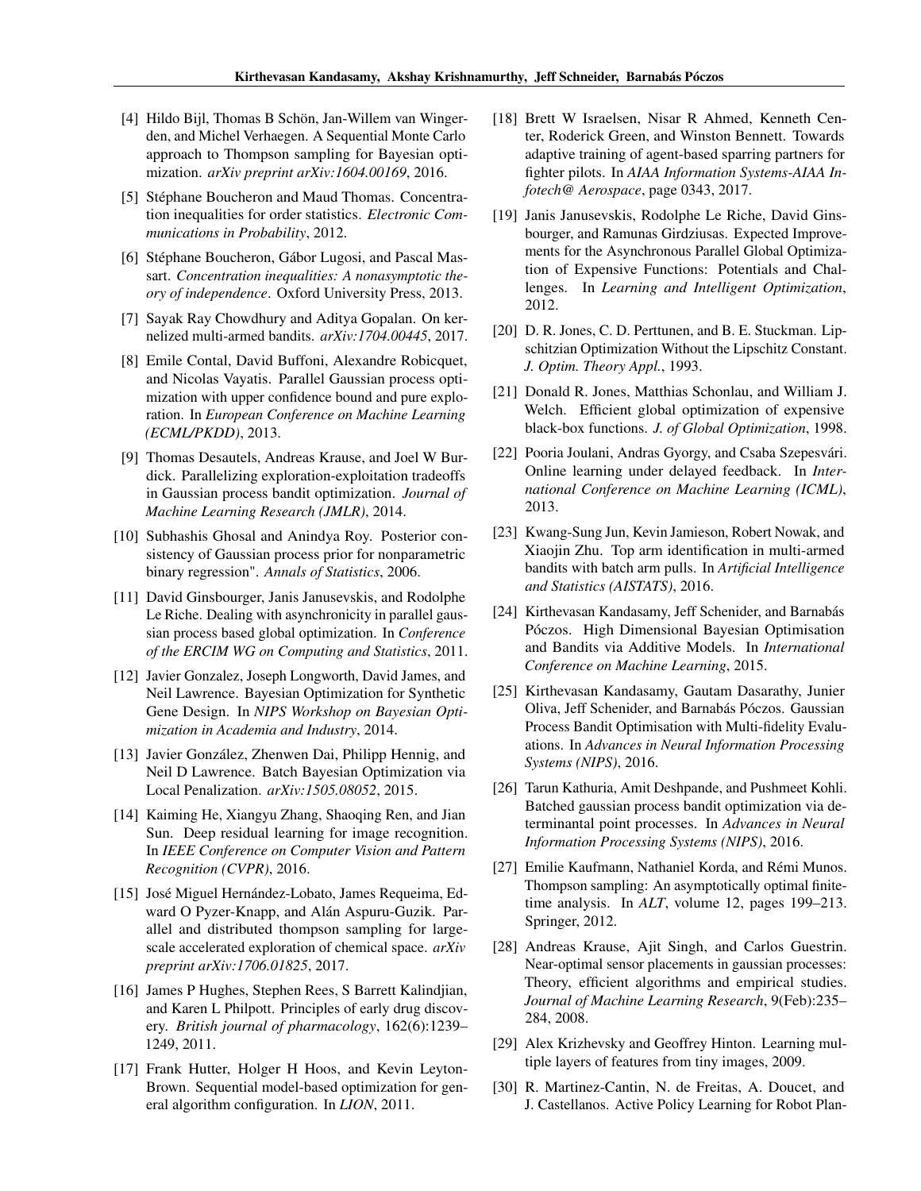- [4] Hildo Bijl, Thomas B Schön, Jan-Willem van Wingerden, and Michel Verhaegen. A Sequential Monte Carlo approach to Thompson sampling for Bayesian optimization. *arXiv preprint arXiv:1604.00169*, 2016.
- [5] Stéphane Boucheron and Maud Thomas. Concentration inequalities for order statistics. *Electronic Communications in Probability*, 2012.
- [6] Stéphane Boucheron, Gábor Lugosi, and Pascal Massart. *Concentration inequalities: A nonasymptotic theory of independence*. Oxford University Press, 2013.
- [7] Sayak Ray Chowdhury and Aditya Gopalan. On kernelized multi-armed bandits. *arXiv:1704.00445*, 2017.
- [8] Emile Contal, David Buffoni, Alexandre Robicquet, and Nicolas Vayatis. Parallel Gaussian process optimization with upper confidence bound and pure exploration. In *European Conference on Machine Learning (ECML/PKDD)*, 2013.
- [9] Thomas Desautels, Andreas Krause, and Joel W Burdick. Parallelizing exploration-exploitation tradeoffs in Gaussian process bandit optimization. *Journal of Machine Learning Research (JMLR)*, 2014.
- [10] Subhashis Ghosal and Anindya Roy. Posterior consistency of Gaussian process prior for nonparametric binary regression". *Annals of Statistics*, 2006.
- [11] David Ginsbourger, Janis Janusevskis, and Rodolphe Le Riche. Dealing with asynchronicity in parallel gaussian process based global optimization. In *Conference of the ERCIM WG on Computing and Statistics*, 2011.
- [12] Javier Gonzalez, Joseph Longworth, David James, and Neil Lawrence. Bayesian Optimization for Synthetic Gene Design. In *NIPS Workshop on Bayesian Optimization in Academia and Industry*, 2014.
- [13] Javier González, Zhenwen Dai, Philipp Hennig, and Neil D Lawrence. Batch Bayesian Optimization via Local Penalization. *arXiv:1505.08052*, 2015.
- [14] Kaiming He, Xiangyu Zhang, Shaoqing Ren, and Jian Sun. Deep residual learning for image recognition. In *IEEE Conference on Computer Vision and Pattern Recognition (CVPR)*, 2016.
- [15] José Miguel Hernández-Lobato, James Requeima, Edward O Pyzer-Knapp, and Alán Aspuru-Guzik. Parallel and distributed thompson sampling for large-scale accelerated exploration of chemical space. *arXiv preprint arXiv:1706.01825*, 2017.
- [16] James P Hughes, Stephen Rees, S Barrett Kalindjian, and Karen L Philpott. Principles of early drug discovery. *British journal of pharmacology*, 162(6):1239–1249, 2011.
- [17] Frank Hutter, Holger H Hoos, and Kevin Leyton-Brown. Sequential model-based optimization for general algorithm configuration. In *LION*, 2011.
- [18] Brett W Israelsen, Nisar R Ahmed, Kenneth Center, Roderick Green, and Winston Bennett. Towards adaptive training of agent-based sparring partners for fighter pilots. In *AIAA Information Systems-AIAA Infotech@ Aerospace*, page 0343, 2017.
- [19] Janis Janusevskis, Rodolphe Le Riche, David Ginsbourger, and Ramunas Girdziusas. Expected Improvements for the Asynchronous Parallel Global Optimization of Expensive Functions: Potentials and Challenges. In *Learning and Intelligent Optimization*, 2012.
- [20] D. R. Jones, C. D. Perttunen, and B. E. Stuckman. Lipschitzian Optimization Without the Lipschitz Constant. *J. Optim. Theory Appl.*, 1993.
- [21] Donald R. Jones, Matthias Schonlau, and William J. Welch. Efficient global optimization of expensive black-box functions. *J. of Global Optimization*, 1998.
- [22] Pooria Joulani, Andras Gyorgy, and Csaba Szepesvári. Online learning under delayed feedback. In *International Conference on Machine Learning (ICML)*, 2013.
- [23] Kwang-Sung Jun, Kevin Jamieson, Robert Nowak, and Xiaojin Zhu. Top arm identification in multi-armed bandits with batch arm pulls. In *Artificial Intelligence and Statistics (AISTATS)*, 2016.
- [24] Kirthevasan Kandasamy, Jeff Schenider, and Barnabás Póczos. High Dimensional Bayesian Optimisation and Bandits via Additive Models. In *International Conference on Machine Learning*, 2015.
- [25] Kirthevasan Kandasamy, Gautam Dasarathy, Junier Oliva, Jeff Schenider, and Barnabás Póczos. Gaussian Process Bandit Optimisation with Multi-fidelity Evaluations. In *Advances in Neural Information Processing Systems (NIPS)*, 2016.
- [26] Tarun Kathuria, Amit Deshpande, and Pushmeet Kohli. Batched gaussian process bandit optimization via determinantal point processes. In *Advances in Neural Information Processing Systems (NIPS)*, 2016.
- [27] Emilie Kaufmann, Nathaniel Korda, and Rémi Munos. Thompson sampling: An asymptotically optimal finite-time analysis. In *ALT*, volume 12, pages 199–213. Springer, 2012.
- [28] Andreas Krause, Ajit Singh, and Carlos Guestrin. Near-optimal sensor placements in gaussian processes: Theory, efficient algorithms and empirical studies. *Journal of Machine Learning Research*, 9(Feb):235–284, 2008.
- [29] Alex Krizhevsky and Geoffrey Hinton. Learning multiple layers of features from tiny images, 2009.
- [30] R. Martinez-Cantin, N. de Freitas, A. Doucet, and J. Castellanos. Active Policy Learning for Robot Plan-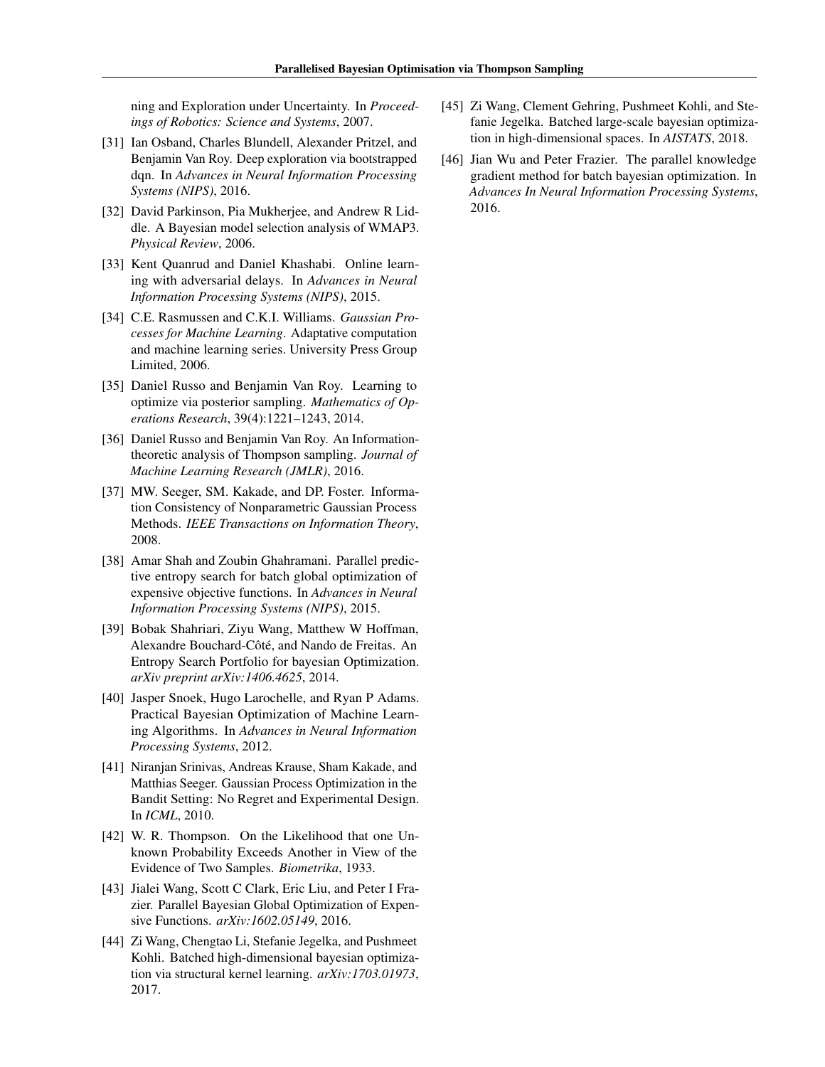ning and Exploration under Uncertainty. In *Proceedings of Robotics: Science and Systems*, 2007.

[31] Ian Osband, Charles Blundell, Alexander Pritzel, and Benjamin Van Roy. Deep exploration via bootstrapped dqn. In *Advances in Neural Information Processing Systems (NIPS)*, 2016.

[32] David Parkinson, Pia Mukherjee, and Andrew R Liddle. A Bayesian model selection analysis of WMAP3. *Physical Review*, 2006.

[33] Kent Quanrud and Daniel Khashabi. Online learning with adversarial delays. In *Advances in Neural Information Processing Systems (NIPS)*, 2015.

[34] C.E. Rasmussen and C.K.I. Williams. *Gaussian Processes for Machine Learning*. Adaptative computation and machine learning series. University Press Group Limited, 2006.

[35] Daniel Russo and Benjamin Van Roy. Learning to optimize via posterior sampling. *Mathematics of Operations Research*, 39(4):1221–1243, 2014.

[36] Daniel Russo and Benjamin Van Roy. An Information-theoretic analysis of Thompson sampling. *Journal of Machine Learning Research (JMLR)*, 2016.

[37] MW. Seeger, SM. Kakade, and DP. Foster. Information Consistency of Nonparametric Gaussian Process Methods. *IEEE Transactions on Information Theory*, 2008.

[38] Amar Shah and Zoubin Ghahramani. Parallel predictive entropy search for batch global optimization of expensive objective functions. In *Advances in Neural Information Processing Systems (NIPS)*, 2015.

[39] Bobak Shahriari, Ziyu Wang, Matthew W Hoffman, Alexandre Bouchard-Côté, and Nando de Freitas. An Entropy Search Portfolio for bayesian Optimization. *arXiv preprint arXiv:1406.4625*, 2014.

[40] Jasper Snoek, Hugo Larochelle, and Ryan P Adams. Practical Bayesian Optimization of Machine Learning Algorithms. In *Advances in Neural Information Processing Systems*, 2012.

[41] Niranjan Srinivas, Andreas Krause, Sham Kakade, and Matthias Seeger. Gaussian Process Optimization in the Bandit Setting: No Regret and Experimental Design. In *ICML*, 2010.

[42] W. R. Thompson. On the Likelihood that one Unknown Probability Exceeds Another in View of the Evidence of Two Samples. *Biometrika*, 1933.

[43] Jialei Wang, Scott C Clark, Eric Liu, and Peter I Frazier. Parallel Bayesian Global Optimization of Expensive Functions. *arXiv:1602.05149*, 2016.

[44] Zi Wang, Chengtao Li, Stefanie Jegelka, and Pushmeet Kohli. Batched high-dimensional bayesian optimization via structural kernel learning. *arXiv:1703.01973*, 2017.

[45] Zi Wang, Clement Gehring, Pushmeet Kohli, and Stefanie Jegelka. Batched large-scale bayesian optimization in high-dimensional spaces. In *AISTATS*, 2018.

[46] Jian Wu and Peter Frazier. The parallel knowledge gradient method for batch bayesian optimization. In *Advances In Neural Information Processing Systems*, 2016.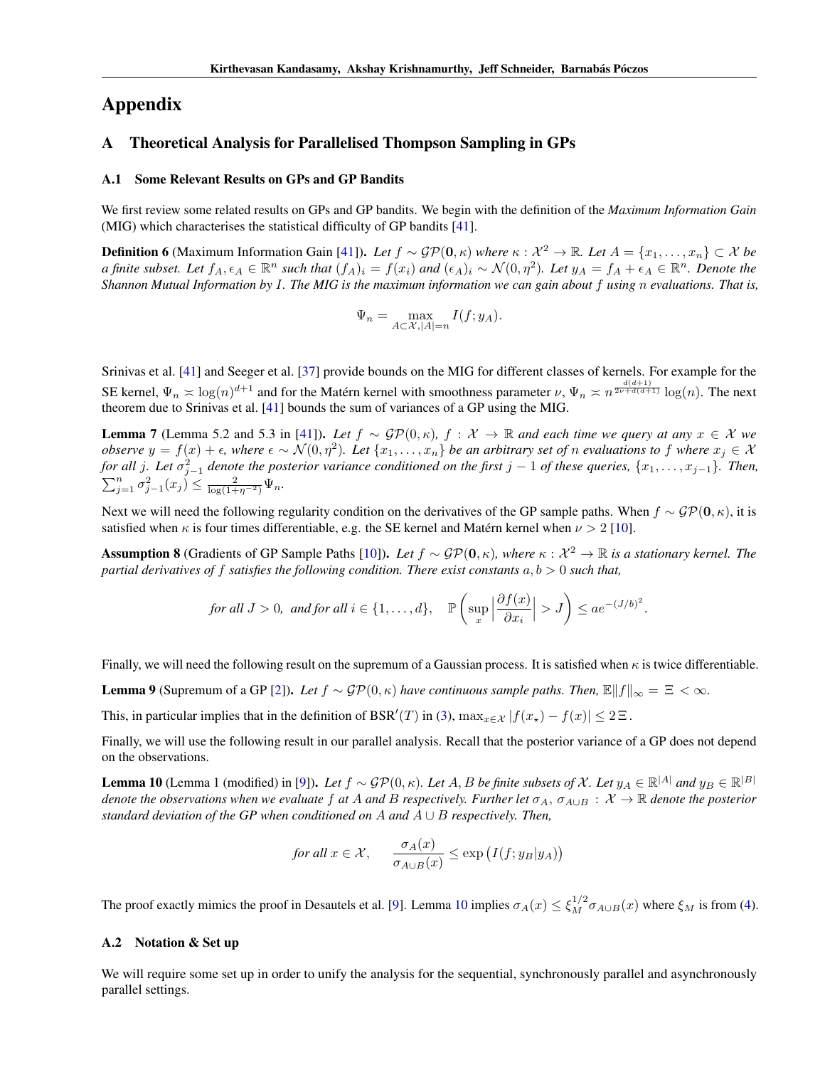# Appendix

## A Theoretical Analysis for Parallelised Thompson Sampling in GPs

### A.1 Some Relevant Results on GPs and GP Bandits

We first review some related results on GPs and GP bandits. We begin with the definition of the *Maximum Information Gain* (MIG) which characterises the statistical difficulty of GP bandits [41].

**Definition 6** (Maximum Information Gain [41]). *Let $f \sim \mathcal{GP}(\mathbf{0}, \kappa)$ where $\kappa : \mathcal{X}^2 \to \mathbb{R}$. Let $A = \{x_1, \dots, x_n\} \subset \mathcal{X}$ be a finite subset. Let $f_A, \epsilon_A \in \mathbb{R}^n$ such that $(f_A)_i = f(x_i)$ and $(\epsilon_A)_i \sim \mathcal{N}(0, \eta^2)$. Let $y_A = f_A + \epsilon_A \in \mathbb{R}^n$. Denote the Shannon Mutual Information by $I$. The MIG is the maximum information we can gain about $f$ using $n$ evaluations. That is,*

$$\Psi_n = \max_{A \subset \mathcal{X}, |A|=n} I(f; y_A).$$

Srinivas et al. [41] and Seeger et al. [37] provide bounds on the MIG for different classes of kernels. For example for the SE kernel, $\Psi_n \asymp \log(n)^{d+1}$ and for the Matérn kernel with smoothness parameter $\nu$, $\Psi_n \asymp n^{\frac{d(d+1)}{2\nu + d(d+1)}} \log(n)$. The next theorem due to Srinivas et al. [41] bounds the sum of variances of a GP using the MIG.

**Lemma 7** (Lemma 5.2 and 5.3 in [41]). *Let $f \sim \mathcal{GP}(0, \kappa)$, $f : \mathcal{X} \to \mathbb{R}$ and each time we query at any $x \in \mathcal{X}$ we observe $y = f(x) + \epsilon$, where $\epsilon \sim \mathcal{N}(0, \eta^2)$. Let $\{x_1, \dots, x_n\}$ be an arbitrary set of $n$ evaluations to $f$ where $x_j \in \mathcal{X}$ for all $j$. Let $\sigma_{j-1}^2$ denote the posterior variance conditioned on the first $j-1$ of these queries, $\{x_1, \dots, x_{j-1}\}$. Then, $\sum_{j=1}^n \sigma_{j-1}^2(x_j) \leq \frac{2}{\log(1+\eta^{-2})} \Psi_n$.*

Next we will need the following regularity condition on the derivatives of the GP sample paths. When $f \sim \mathcal{GP}(\mathbf{0}, \kappa)$, it is satisfied when $\kappa$ is four times differentiable, e.g. the SE kernel and Matérn kernel when $\nu > 2$ [10].

**Assumption 8** (Gradients of GP Sample Paths [10]). *Let $f \sim \mathcal{GP}(\mathbf{0}, \kappa)$, where $\kappa : \mathcal{X}^2 \to \mathbb{R}$ is a stationary kernel. The partial derivatives of $f$ satisfies the following condition. There exist constants $a, b > 0$ such that,*

$$\text{for all } J > 0, \text{ and for all } i \in \{1, \dots, d\}, \quad \mathbb{P}\left(\sup_x \left|\frac{\partial f(x)}{\partial x_i}\right| > J\right) \leq a e^{-(J/b)^2}.$$

Finally, we will need the following result on the supremum of a Gaussian process. It is satisfied when $\kappa$ is twice differentiable.

**Lemma 9** (Supremum of a GP [2]). *Let $f \sim \mathcal{GP}(0, \kappa)$ have continuous sample paths. Then, $\mathbb{E}\|f\|_\infty = \Xi < \infty$.*

This, in particular implies that in the definition of $\mathrm{BSR}'(T)$ in (3), $\max_{x \in \mathcal{X}} |f(x_\star) - f(x)| \leq 2\,\Xi$.

Finally, we will use the following result in our parallel analysis. Recall that the posterior variance of a GP does not depend on the observations.

**Lemma 10** (Lemma 1 (modified) in [9]). *Let $f \sim \mathcal{GP}(0, \kappa)$. Let $A, B$ be finite subsets of $\mathcal{X}$. Let $y_A \in \mathbb{R}^{|A|}$ and $y_B \in \mathbb{R}^{|B|}$ denote the observations when we evaluate $f$ at $A$ and $B$ respectively. Further let $\sigma_A$, $\sigma_{A \cup B} : \mathcal{X} \to \mathbb{R}$ denote the posterior standard deviation of the GP when conditioned on $A$ and $A \cup B$ respectively. Then,*

$$\text{for all } x \in \mathcal{X}, \qquad \frac{\sigma_A(x)}{\sigma_{A \cup B}(x)} \leq \exp\big(I(f; y_B | y_A)\big)$$

The proof exactly mimics the proof in Desautels et al. [9]. Lemma 10 implies $\sigma_A(x) \leq \xi_M^{1/2} \sigma_{A \cup B}(x)$ where $\xi_M$ is from (4).

### A.2 Notation & Set up

We will require some set up in order to unify the analysis for the sequential, synchronously parallel and asynchronously parallel settings.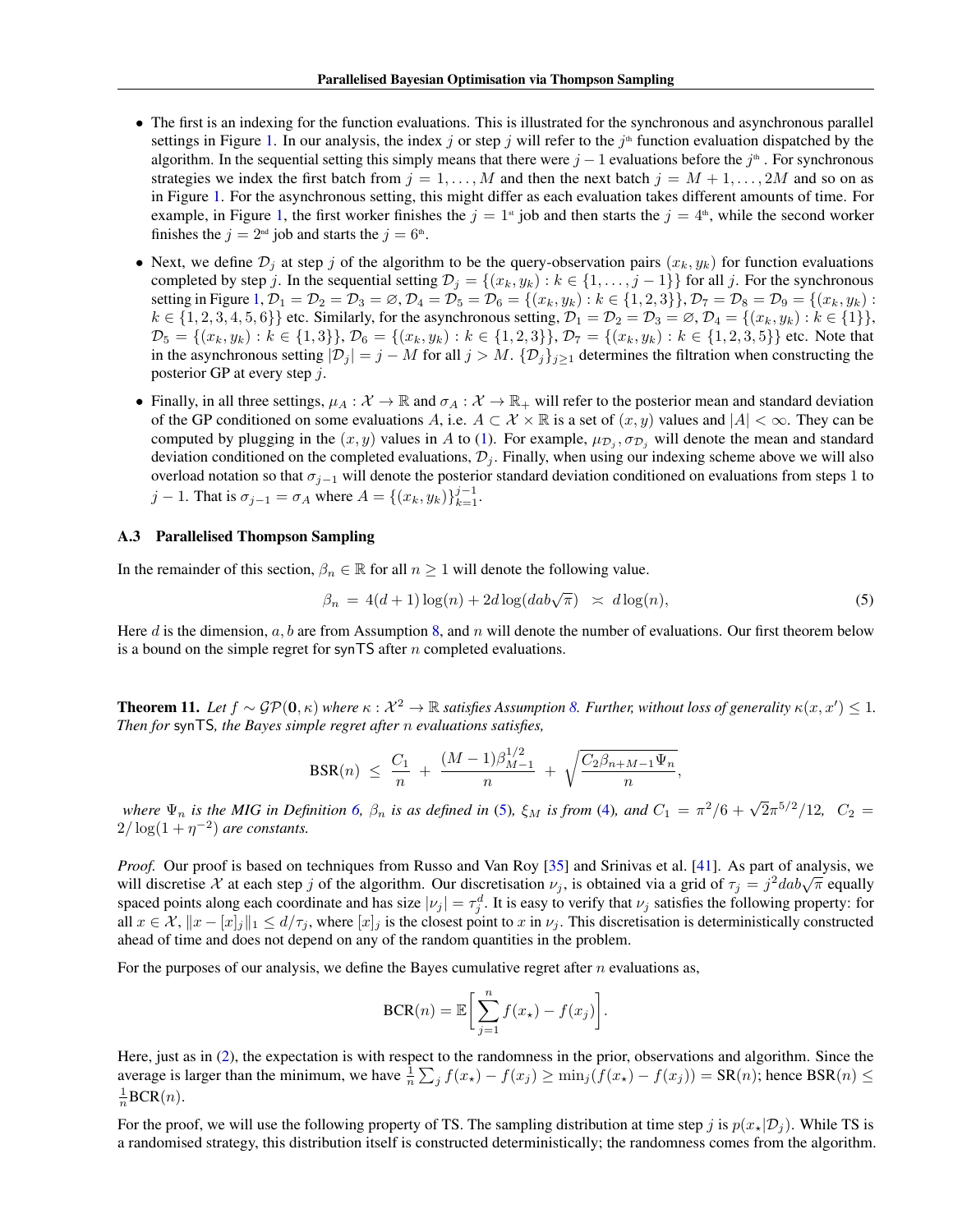- The first is an indexing for the function evaluations. This is illustrated for the synchronous and asynchronous parallel settings in Figure 1. In our analysis, the index $j$ or step $j$ will refer to the $j^{\text{th}}$ function evaluation dispatched by the algorithm. In the sequential setting this simply means that there were $j-1$ evaluations before the $j^{\text{th}}$. For synchronous strategies we index the first batch from $j = 1, \dots, M$ and then the next batch $j = M+1, \dots, 2M$ and so on as in Figure 1. For the asynchronous setting, this might differ as each evaluation takes different amounts of time. For example, in Figure 1, the first worker finishes the $j = 1^{\text{st}}$ job and then starts the $j = 4^{\text{th}}$, while the second worker finishes the $j = 2^{\text{nd}}$ job and starts the $j = 6^{\text{th}}$.

- Next, we define $\mathcal{D}_j$ at step $j$ of the algorithm to be the query-observation pairs $(x_k, y_k)$ for function evaluations completed by step $j$. In the sequential setting $\mathcal{D}_j = \{(x_k, y_k) : k \in \{1, \dots, j-1\}\}$ for all $j$. For the synchronous setting in Figure 1, $\mathcal{D}_1 = \mathcal{D}_2 = \mathcal{D}_3 = \varnothing, \mathcal{D}_4 = \mathcal{D}_5 = \mathcal{D}_6 = \{(x_k, y_k) : k \in \{1, 2, 3\}\}, \mathcal{D}_7 = \mathcal{D}_8 = \mathcal{D}_9 = \{(x_k, y_k) : k \in \{1, 2, 3, 4, 5, 6\}\}$ etc. Similarly, for the asynchronous setting, $\mathcal{D}_1 = \mathcal{D}_2 = \mathcal{D}_3 = \varnothing$, $\mathcal{D}_4 = \{(x_k, y_k) : k \in \{1\}\}$, $\mathcal{D}_5 = \{(x_k, y_k) : k \in \{1, 3\}\}$, $\mathcal{D}_6 = \{(x_k, y_k) : k \in \{1, 2, 3\}\}$, $\mathcal{D}_7 = \{(x_k, y_k) : k \in \{1, 2, 3, 5\}\}$ etc. Note that in the asynchronous setting $|\mathcal{D}_j| = j - M$ for all $j > M$. $\{\mathcal{D}_j\}_{j \geq 1}$ determines the filtration when constructing the posterior GP at every step $j$.

- Finally, in all three settings, $\mu_A : \mathcal{X} \to \mathbb{R}$ and $\sigma_A : \mathcal{X} \to \mathbb{R}_+$ will refer to the posterior mean and standard deviation of the GP conditioned on some evaluations $A$, i.e. $A \subset \mathcal{X} \times \mathbb{R}$ is a set of $(x, y)$ values and $|A| < \infty$. They can be computed by plugging in the $(x, y)$ values in $A$ to (1). For example, $\mu_{\mathcal{D}_j}, \sigma_{\mathcal{D}_j}$ will denote the mean and standard deviation conditioned on the completed evaluations, $\mathcal{D}_j$. Finally, when using our indexing scheme above we will also overload notation so that $\sigma_{j-1}$ will denote the posterior standard deviation conditioned on evaluations from steps 1 to $j-1$. That is $\sigma_{j-1} = \sigma_A$ where $A = \{(x_k, y_k)\}_{k=1}^{j-1}$.

### A.3 Parallelised Thompson Sampling

In the remainder of this section, $\beta_n \in \mathbb{R}$ for all $n \geq 1$ will denote the following value.

$$\beta_n = 4(d+1)\log(n) + 2d\log(dab\sqrt{\pi}) \asymp d\log(n), \tag{5}$$

Here $d$ is the dimension, $a, b$ are from Assumption 8, and $n$ will denote the number of evaluations. Our first theorem below is a bound on the simple regret for synTS after $n$ completed evaluations.

**Theorem 11.** *Let $f \sim \mathcal{GP}(\mathbf{0}, \kappa)$ where $\kappa : \mathcal{X}^2 \to \mathbb{R}$ satisfies Assumption 8. Further, without loss of generality $\kappa(x, x') \leq 1$. Then for* synTS*, the Bayes simple regret after $n$ evaluations satisfies,*

$$\mathrm{BSR}(n) \;\leq\; \frac{C_1}{n} \;+\; \frac{(M-1)\beta_{M-1}^{1/2}}{n} \;+\; \sqrt{\frac{C_2 \beta_{n+M-1} \Psi_n}{n}},$$

*where $\Psi_n$ is the MIG in Definition 6, $\beta_n$ is as defined in (5), $\xi_M$ is from (4), and $C_1 = \pi^2/6 + \sqrt{2}\pi^{5/2}/12$, $C_2 = 2/\log(1 + \eta^{-2})$ are constants.*

*Proof.* Our proof is based on techniques from Russo and Van Roy [35] and Srinivas et al. [41]. As part of analysis, we will discretise $\mathcal{X}$ at each step $j$ of the algorithm. Our discretisation $\nu_j$, is obtained via a grid of $\tau_j = j^2 dab\sqrt{\pi}$ equally spaced points along each coordinate and has size $|\nu_j| = \tau_j^d$. It is easy to verify that $\nu_j$ satisfies the following property: for all $x \in \mathcal{X}$, $\|x - [x]_j\|_1 \leq d/\tau_j$, where $[x]_j$ is the closest point to $x$ in $\nu_j$. This discretisation is deterministically constructed ahead of time and does not depend on any of the random quantities in the problem.

For the purposes of our analysis, we define the Bayes cumulative regret after $n$ evaluations as,

$$\mathrm{BCR}(n) = \mathbb{E}\left[\sum_{j=1}^{n} f(x_\star) - f(x_j)\right].$$

Here, just as in (2), the expectation is with respect to the randomness in the prior, observations and algorithm. Since the average is larger than the minimum, we have $\frac{1}{n}\sum_j f(x_\star) - f(x_j) \geq \min_j (f(x_\star) - f(x_j)) = \mathrm{SR}(n)$; hence $\mathrm{BSR}(n) \leq \frac{1}{n}\mathrm{BCR}(n)$.

For the proof, we will use the following property of TS. The sampling distribution at time step $j$ is $p(x_\star | \mathcal{D}_j)$. While TS is a randomised strategy, this distribution itself is constructed deterministically; the randomness comes from the algorithm.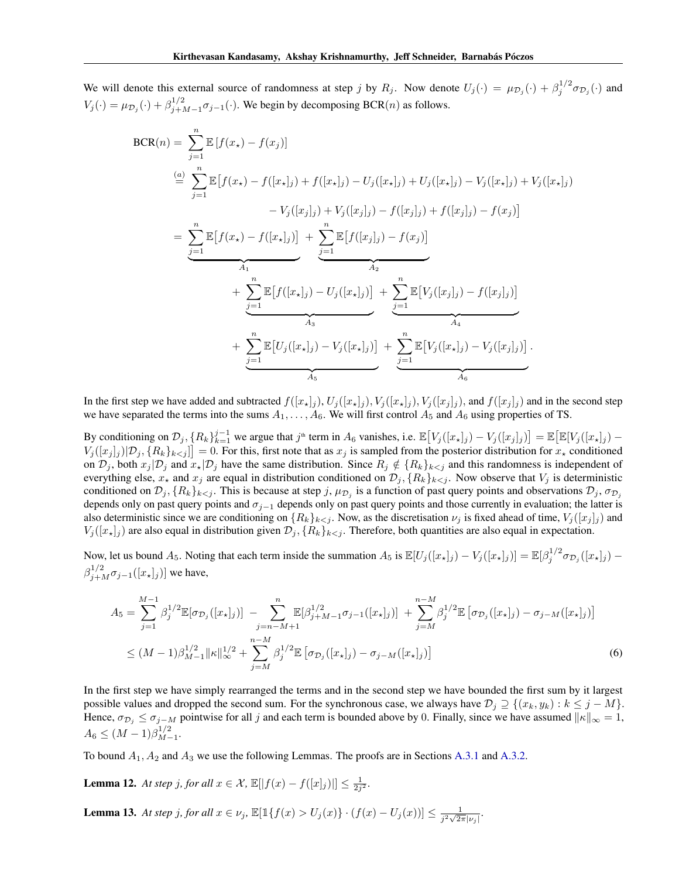We will denote this external source of randomness at step $j$ by $R_j$. Now denote $U_j(\cdot) = \mu_{\mathcal{D}_j}(\cdot) + \beta_j^{1/2}\sigma_{\mathcal{D}_j}(\cdot)$ and $V_j(\cdot) = \mu_{\mathcal{D}_j}(\cdot) + \beta_{j+M-1}^{1/2}\sigma_{j-1}(\cdot)$. We begin by decomposing $\mathrm{BCR}(n)$ as follows.

$$
\begin{aligned}
\mathrm{BCR}(n) &= \sum_{j=1}^{n} \mathbb{E}\left[f(x_\star) - f(x_j)\right] \\
&\stackrel{(a)}{=} \sum_{j=1}^{n} \mathbb{E}\big[f(x_\star) - f([x_\star]_j) + f([x_\star]_j) - U_j([x_\star]_j) + U_j([x_\star]_j) - V_j([x_\star]_j) + V_j([x_\star]_j) \\
&\qquad\qquad - V_j([x_j]_j) + V_j([x_j]_j) - f([x_j]_j) + f([x_j]_j) - f(x_j)\big] \\
&= \underbrace{\sum_{j=1}^{n} \mathbb{E}\big[f(x_\star) - f([x_\star]_j)\big]}_{A_1} + \underbrace{\sum_{j=1}^{n} \mathbb{E}\big[f([x_j]_j) - f(x_j)\big]}_{A_2} \\
&\qquad + \underbrace{\sum_{j=1}^{n} \mathbb{E}\big[f([x_\star]_j) - U_j([x_\star]_j)\big]}_{A_3} + \underbrace{\sum_{j=1}^{n} \mathbb{E}\big[V_j([x_j]_j) - f([x_j]_j)\big]}_{A_4} \\
&\qquad + \underbrace{\sum_{j=1}^{n} \mathbb{E}\big[U_j([x_\star]_j) - V_j([x_\star]_j)\big]}_{A_5} + \underbrace{\sum_{j=1}^{n} \mathbb{E}\big[V_j([x_\star]_j) - V_j([x_j]_j)\big]}_{A_6}.
\end{aligned}
$$

In the first step we have added and subtracted $f([x_\star]_j), U_j([x_\star]_j), V_j([x_\star]_j), V_j([x_j]_j)$, and $f([x_j]_j)$ and in the second step we have separated the terms into the sums $A_1, \ldots, A_6$. We will first control $A_5$ and $A_6$ using properties of TS.

By conditioning on $\mathcal{D}_j, \{R_k\}_{k=1}^{j-1}$ we argue that $j^{\text{th}}$ term in $A_6$ vanishes, i.e. $\mathbb{E}\big[V_j([x_\star]_j) - V_j([x_j]_j)\big] = \mathbb{E}\big[\mathbb{E}[V_j([x_\star]_j) - V_j([x_j]_j)|\mathcal{D}_j, \{R_k\}_{k<j}]\big] = 0$. For this, first note that as $x_j$ is sampled from the posterior distribution for $x_\star$ conditioned on $\mathcal{D}_j$, both $x_j|\mathcal{D}_j$ and $x_\star|\mathcal{D}_j$ have the same distribution. Since $R_j \notin \{R_k\}_{k<j}$ and this randomness is independent of everything else, $x_\star$ and $x_j$ are equal in distribution conditioned on $\mathcal{D}_j, \{R_k\}_{k<j}$. Now observe that $V_j$ is deterministic conditioned on $\mathcal{D}_j, \{R_k\}_{k<j}$. This is because at step $j$, $\mu_{\mathcal{D}_j}$ is a function of past query points and observations $\mathcal{D}_j$, $\sigma_{\mathcal{D}_j}$ depends only on past query points and $\sigma_{j-1}$ depends only on past query points and those currently in evaluation; the latter is also deterministic since we are conditioning on $\{R_k\}_{k<j}$. Now, as the discretisation $\nu_j$ is fixed ahead of time, $V_j([x_j]_j)$ and $V_j([x_\star]_j)$ are also equal in distribution given $\mathcal{D}_j, \{R_k\}_{k<j}$. Therefore, both quantities are also equal in expectation.

Now, let us bound $A_5$. Noting that each term inside the summation $A_5$ is $\mathbb{E}[U_j([x_\star]_j) - V_j([x_\star]_j)] = \mathbb{E}[\beta_j^{1/2}\sigma_{\mathcal{D}_j}([x_\star]_j) - \beta_{j+M}^{1/2}\sigma_{j-1}([x_\star]_j)]$ we have,

$$
\begin{aligned}
A_5 &= \sum_{j=1}^{M-1} \beta_j^{1/2}\mathbb{E}[\sigma_{\mathcal{D}_j}([x_\star]_j)] - \sum_{j=n-M+1}^{n} \mathbb{E}[\beta_{j+M-1}^{1/2}\sigma_{j-1}([x_\star]_j)] + \sum_{j=M}^{n-M} \beta_j^{1/2}\mathbb{E}\left[\sigma_{\mathcal{D}_j}([x_\star]_j) - \sigma_{j-M}([x_\star]_j)\right] \\
&\leq (M-1)\beta_{M-1}^{1/2}\|\kappa\|_\infty^{1/2} + \sum_{j=M}^{n-M} \beta_j^{1/2}\mathbb{E}\left[\sigma_{\mathcal{D}_j}([x_\star]_j) - \sigma_{j-M}([x_\star]_j)\right] \qquad (6)
\end{aligned}
$$

In the first step we have simply rearranged the terms and in the second step we have bounded the first sum by it largest possible values and dropped the second sum. For the synchronous case, we always have $\mathcal{D}_j \supseteq \{(x_k, y_k) : k \leq j - M\}$. Hence, $\sigma_{\mathcal{D}_j} \leq \sigma_{j-M}$ pointwise for all $j$ and each term is bounded above by 0. Finally, since we have assumed $\|\kappa\|_\infty = 1$, $A_6 \leq (M-1)\beta_{M-1}^{1/2}$.

To bound $A_1$, $A_2$ and $A_3$ we use the following Lemmas. The proofs are in Sections A.3.1 and A.3.2.

**Lemma 12.** *At step $j$, for all $x \in \mathcal{X}$, $\mathbb{E}[|f(x) - f([x]_j)|] \leq \frac{1}{2j^2}$.*

**Lemma 13.** *At step $j$, for all $x \in \nu_j$, $\mathbb{E}[\mathbb{1}\{f(x) > U_j(x)\} \cdot (f(x) - U_j(x))] \leq \frac{1}{j^2\sqrt{2\pi}|\nu_j|}$.*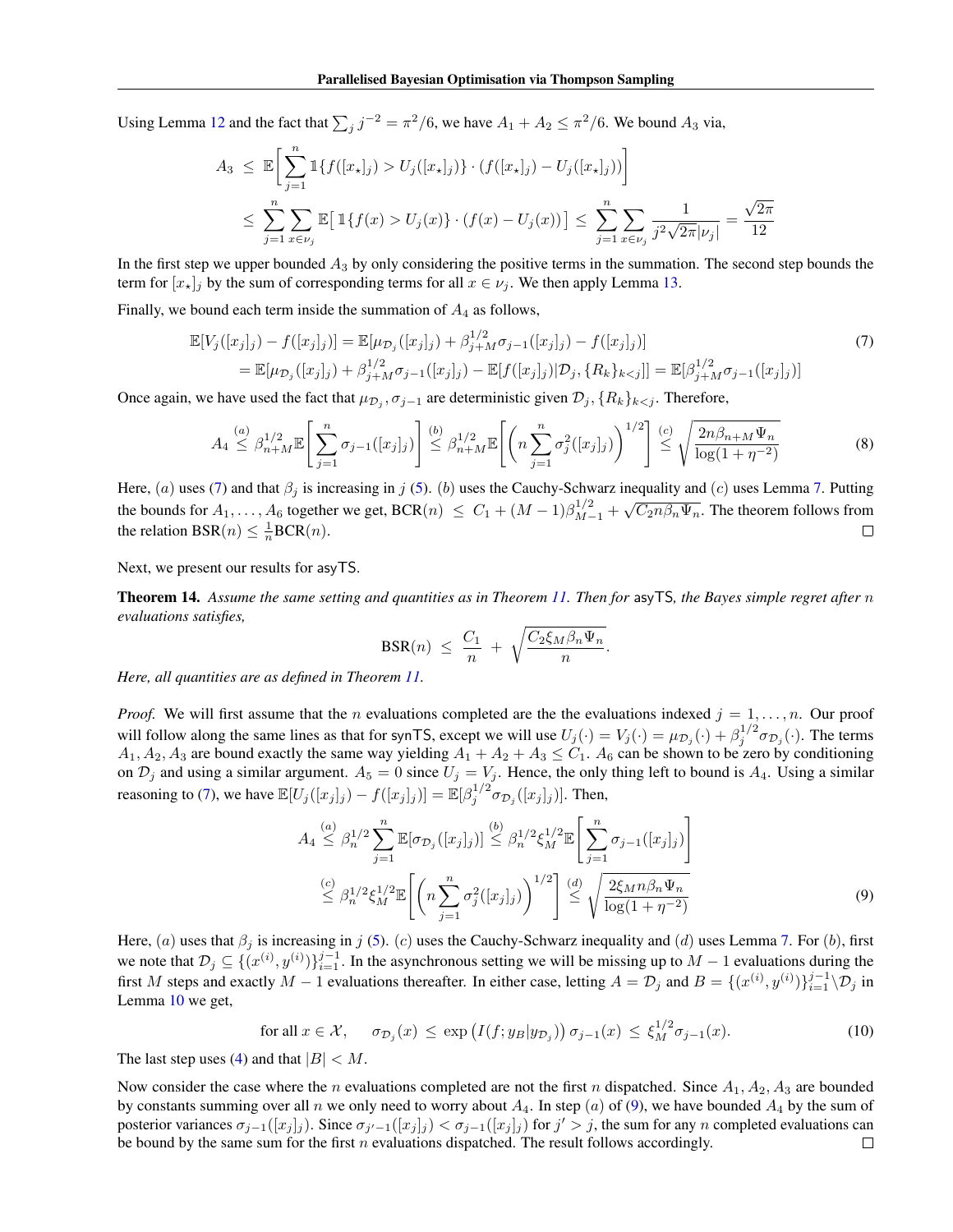Using Lemma 12 and the fact that $\sum_j j^{-2} = \pi^2/6$, we have $A_1 + A_2 \leq \pi^2/6$. We bound $A_3$ via,

$$A_3 \;\leq\; \mathbb{E}\bigg[\sum_{j=1}^{n} \mathbb{1}\{f([x_\star]_j) > U_j([x_\star]_j)\} \cdot (f([x_\star]_j) - U_j([x_\star]_j))\bigg]$$

$$\leq \sum_{j=1}^{n}\sum_{x\in\nu_j} \mathbb{E}\big[\,\mathbb{1}\{f(x) > U_j(x)\} \cdot (f(x) - U_j(x))\big] \;\leq\; \sum_{j=1}^{n}\sum_{x\in\nu_j} \frac{1}{j^2\sqrt{2\pi}|\nu_j|} = \frac{\sqrt{2\pi}}{12}$$

In the first step we upper bounded $A_3$ by only considering the positive terms in the summation. The second step bounds the term for $[x_\star]_j$ by the sum of corresponding terms for all $x \in \nu_j$. We then apply Lemma 13.

Finally, we bound each term inside the summation of $A_4$ as follows,

$$\mathbb{E}[V_j([x_j]_j) - f([x_j]_j)] = \mathbb{E}[\mu_{\mathcal{D}_j}([x_j]_j) + \beta_{j+M}^{1/2}\sigma_{j-1}([x_j]_j) - f([x_j]_j)] \tag{7}$$
$$= \mathbb{E}[\mu_{\mathcal{D}_j}([x_j]_j) + \beta_{j+M}^{1/2}\sigma_{j-1}([x_j]_j) - \mathbb{E}[f([x_j]_j)|\mathcal{D}_j, \{R_k\}_{k<j}]] = \mathbb{E}[\beta_{j+M}^{1/2}\sigma_{j-1}([x_j]_j)]$$

Once again, we have used the fact that $\mu_{\mathcal{D}_j}, \sigma_{j-1}$ are deterministic given $\mathcal{D}_j, \{R_k\}_{k<j}$. Therefore,

$$A_4 \overset{(a)}{\leq} \beta_{n+M}^{1/2}\mathbb{E}\bigg[\sum_{j=1}^{n}\sigma_{j-1}([x_j]_j)\bigg] \overset{(b)}{\leq} \beta_{n+M}^{1/2}\mathbb{E}\bigg[\bigg(n\sum_{j=1}^{n}\sigma_j^2([x_j]_j)\bigg)^{1/2}\bigg] \overset{(c)}{\leq} \sqrt{\frac{2n\beta_{n+M}\Psi_n}{\log(1+\eta^{-2})}} \tag{8}$$

Here, $(a)$ uses (7) and that $\beta_j$ is increasing in $j$ (5). $(b)$ uses the Cauchy-Schwarz inequality and $(c)$ uses Lemma 7. Putting the bounds for $A_1, \ldots, A_6$ together we get, $\mathrm{BCR}(n) \;\leq\; C_1 + (M-1)\beta_{M-1}^{1/2} + \sqrt{C_2 n\beta_n\Psi_n}$. The theorem follows from the relation $\mathrm{BSR}(n) \leq \frac{1}{n}\mathrm{BCR}(n)$. □

Next, we present our results for asyTS.

**Theorem 14.** *Assume the same setting and quantities as in Theorem 11. Then for* asyTS*, the Bayes simple regret after $n$ evaluations satisfies,*

$$\mathrm{BSR}(n) \;\leq\; \frac{C_1}{n} \;+\; \sqrt{\frac{C_2\xi_M\beta_n\Psi_n}{n}}.$$

*Here, all quantities are as defined in Theorem 11.*

*Proof.* We will first assume that the $n$ evaluations completed are the the evaluations indexed $j = 1, \ldots, n$. Our proof will follow along the same lines as that for synTS, except we will use $U_j(\cdot) = V_j(\cdot) = \mu_{\mathcal{D}_j}(\cdot) + \beta_j^{1/2}\sigma_{\mathcal{D}_j}(\cdot)$. The terms $A_1, A_2, A_3$ are bound exactly the same way yielding $A_1 + A_2 + A_3 \leq C_1$. $A_6$ can be shown to be zero by conditioning on $\mathcal{D}_j$ and using a similar argument. $A_5 = 0$ since $U_j = V_j$. Hence, the only thing left to bound is $A_4$. Using a similar reasoning to (7), we have $\mathbb{E}[U_j([x_j]_j) - f([x_j]_j)] = \mathbb{E}[\beta_j^{1/2}\sigma_{\mathcal{D}_j}([x_j]_j)]$. Then,

$$A_4 \overset{(a)}{\leq} \beta_n^{1/2}\sum_{j=1}^{n}\mathbb{E}[\sigma_{\mathcal{D}_j}([x_j]_j)] \overset{(b)}{\leq} \beta_n^{1/2}\xi_M^{1/2}\mathbb{E}\bigg[\sum_{j=1}^{n}\sigma_{j-1}([x_j]_j)\bigg]$$
$$\overset{(c)}{\leq} \beta_n^{1/2}\xi_M^{1/2}\mathbb{E}\bigg[\bigg(n\sum_{j=1}^{n}\sigma_j^2([x_j]_j)\bigg)^{1/2}\bigg] \overset{(d)}{\leq} \sqrt{\frac{2\xi_M n\beta_n\Psi_n}{\log(1+\eta^{-2})}} \tag{9}$$

Here, $(a)$ uses that $\beta_j$ is increasing in $j$ (5). $(c)$ uses the Cauchy-Schwarz inequality and $(d)$ uses Lemma 7. For $(b)$, first we note that $\mathcal{D}_j \subseteq \{(x^{(i)}, y^{(i)})\}_{i=1}^{j-1}$. In the asynchronous setting we will be missing up to $M-1$ evaluations during the first $M$ steps and exactly $M-1$ evaluations thereafter. In either case, letting $A = \mathcal{D}_j$ and $B = \{(x^{(i)}, y^{(i)})\}_{i=1}^{j-1}\backslash\mathcal{D}_j$ in Lemma 10 we get,

$$\text{for all } x \in \mathcal{X}, \quad \sigma_{\mathcal{D}_j}(x) \;\leq\; \exp\big(I(f; y_B|y_{\mathcal{D}_j})\big)\,\sigma_{j-1}(x) \;\leq\; \xi_M^{1/2}\sigma_{j-1}(x). \tag{10}$$

The last step uses (4) and that $|B| < M$.

Now consider the case where the $n$ evaluations completed are not the first $n$ dispatched. Since $A_1, A_2, A_3$ are bounded by constants summing over all $n$ we only need to worry about $A_4$. In step $(a)$ of (9), we have bounded $A_4$ by the sum of posterior variances $\sigma_{j-1}([x_j]_j)$. Since $\sigma_{j'-1}([x_j]_j) < \sigma_{j-1}([x_j]_j)$ for $j' > j$, the sum for any $n$ completed evaluations can be bound by the same sum for the first $n$ evaluations dispatched. The result follows accordingly. □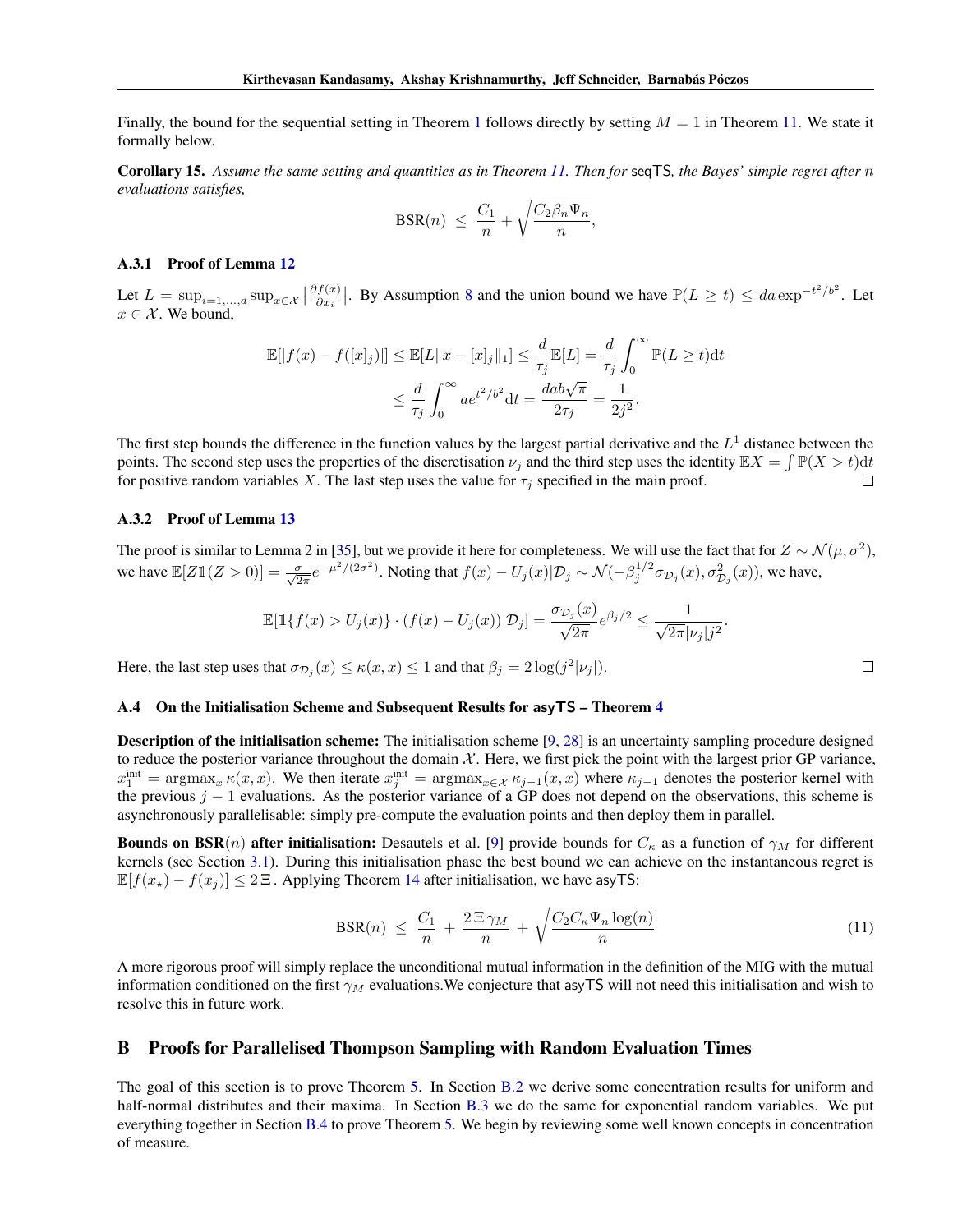Finally, the bound for the sequential setting in Theorem 1 follows directly by setting $M = 1$ in Theorem 11. We state it formally below.

**Corollary 15.** *Assume the same setting and quantities as in Theorem 11. Then for* seqTS*, the Bayes' simple regret after* $n$ *evaluations satisfies,*

$$\mathrm{BSR}(n) \;\leq\; \frac{C_1}{n} + \sqrt{\frac{C_2 \beta_n \Psi_n}{n}},$$

### A.3.1 Proof of Lemma 12

Let $L = \sup_{i=1,\ldots,d} \sup_{x\in\mathcal{X}} \left|\frac{\partial f(x)}{\partial x_i}\right|$. By Assumption 8 and the union bound we have $\mathbb{P}(L \geq t) \leq da\exp^{-t^2/b^2}$. Let $x \in \mathcal{X}$. We bound,

$$\begin{aligned}
\mathbb{E}[|f(x) - f([x]_j)|] &\leq \mathbb{E}[L\|x - [x]_j\|_1] \leq \frac{d}{\tau_j}\mathbb{E}[L] = \frac{d}{\tau_j}\int_0^\infty \mathbb{P}(L \geq t)\mathrm{d}t \\
&\leq \frac{d}{\tau_j}\int_0^\infty a e^{t^2/b^2}\mathrm{d}t = \frac{dab\sqrt{\pi}}{2\tau_j} = \frac{1}{2j^2}.
\end{aligned}$$

The first step bounds the difference in the function values by the largest partial derivative and the $L^1$ distance between the points. The second step uses the properties of the discretisation $\nu_j$ and the third step uses the identity $\mathbb{E}X = \int \mathbb{P}(X > t)\mathrm{d}t$ for positive random variables $X$. The last step uses the value for $\tau_j$ specified in the main proof. □

### A.3.2 Proof of Lemma 13

The proof is similar to Lemma 2 in [35], but we provide it here for completeness. We will use the fact that for $Z \sim \mathcal{N}(\mu, \sigma^2)$, we have $\mathbb{E}[Z\mathbb{1}(Z > 0)] = \frac{\sigma}{\sqrt{2\pi}}e^{-\mu^2/(2\sigma^2)}$. Noting that $f(x) - U_j(x)|\mathcal{D}_j \sim \mathcal{N}(-\beta_j^{1/2}\sigma_{\mathcal{D}_j}(x), \sigma^2_{\mathcal{D}_j}(x))$, we have,

$$\mathbb{E}[\mathbb{1}\{f(x) > U_j(x)\} \cdot (f(x) - U_j(x))|\mathcal{D}_j] = \frac{\sigma_{\mathcal{D}_j}(x)}{\sqrt{2\pi}}e^{\beta_j/2} \leq \frac{1}{\sqrt{2\pi}|\nu_j|j^2}.$$

Here, the last step uses that $\sigma_{\mathcal{D}_j}(x) \leq \kappa(x, x) \leq 1$ and that $\beta_j = 2\log(j^2|\nu_j|)$. □

### A.4 On the Initialisation Scheme and Subsequent Results for asyTS – Theorem 4

**Description of the initialisation scheme:** The initialisation scheme [9, 28] is an uncertainty sampling procedure designed to reduce the posterior variance throughout the domain $\mathcal{X}$. Here, we first pick the point with the largest prior GP variance, $x_1^{\mathrm{init}} = \mathrm{argmax}_x\, \kappa(x, x)$. We then iterate $x_j^{\mathrm{init}} = \mathrm{argmax}_{x\in\mathcal{X}}\, \kappa_{j-1}(x, x)$ where $\kappa_{j-1}$ denotes the posterior kernel with the previous $j - 1$ evaluations. As the posterior variance of a GP does not depend on the observations, this scheme is asynchronously parallelisable: simply pre-compute the evaluation points and then deploy them in parallel.

**Bounds on BSR($n$) after initialisation:** Desautels et al. [9] provide bounds for $C_\kappa$ as a function of $\gamma_M$ for different kernels (see Section 3.1). During this initialisation phase the best bound we can achieve on the instantaneous regret is $\mathbb{E}[f(x_\star) - f(x_j)] \leq 2\,\Xi$. Applying Theorem 14 after initialisation, we have asyTS:

$$\mathrm{BSR}(n) \;\leq\; \frac{C_1}{n} \;+\; \frac{2\,\Xi\,\gamma_M}{n} \;+\; \sqrt{\frac{C_2 C_\kappa \Psi_n \log(n)}{n}} \tag{11}$$

A more rigorous proof will simply replace the unconditional mutual information in the definition of the MIG with the mutual information conditioned on the first $\gamma_M$ evaluations.We conjecture that asyTS will not need this initialisation and wish to resolve this in future work.

# B Proofs for Parallelised Thompson Sampling with Random Evaluation Times

The goal of this section is to prove Theorem 5. In Section B.2 we derive some concentration results for uniform and half-normal distributes and their maxima. In Section B.3 we do the same for exponential random variables. We put everything together in Section B.4 to prove Theorem 5. We begin by reviewing some well known concepts in concentration of measure.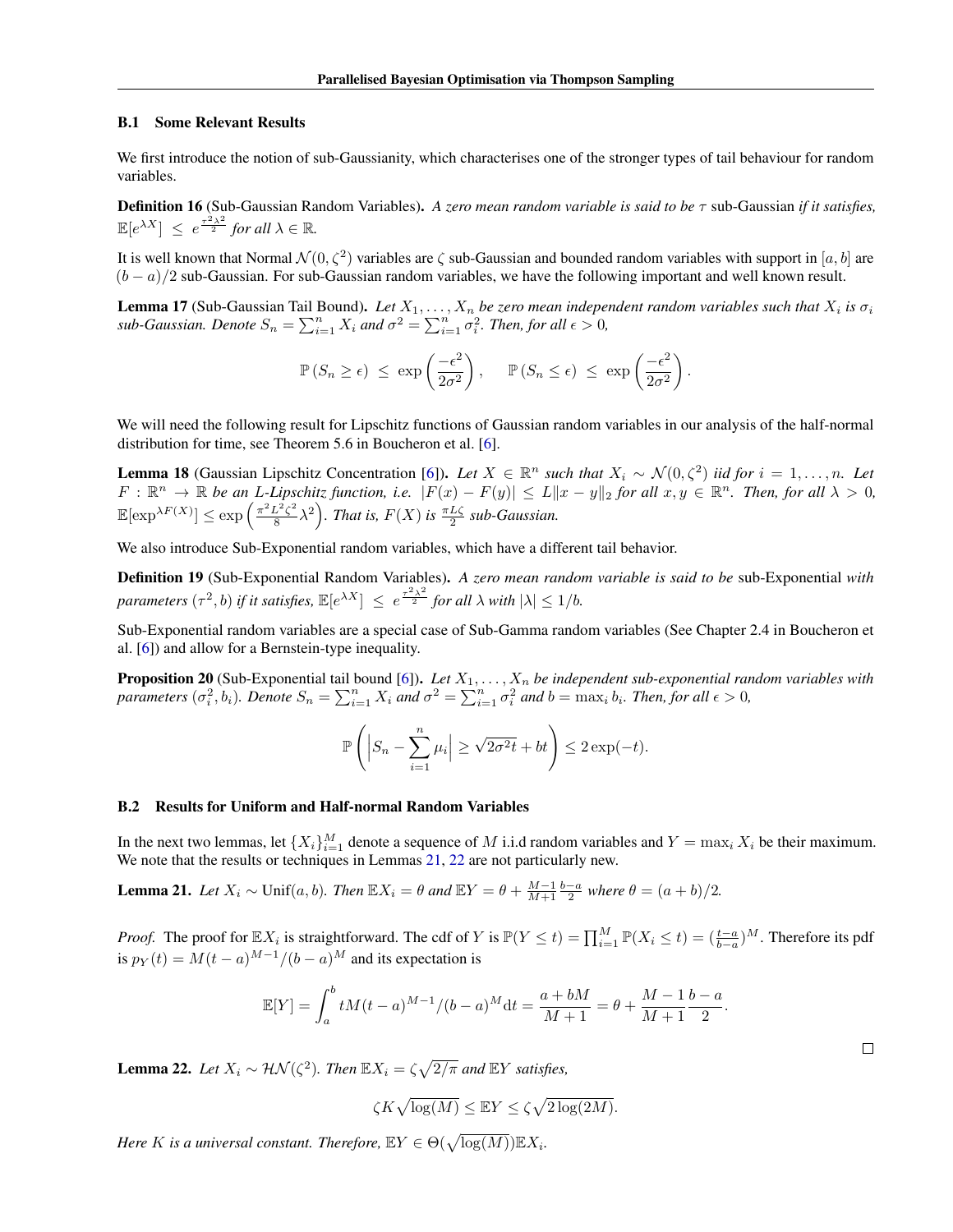### B.1 Some Relevant Results

We first introduce the notion of sub-Gaussianity, which characterises one of the stronger types of tail behaviour for random variables.

**Definition 16** (Sub-Gaussian Random Variables). *A zero mean random variable is said to be $\tau$ sub-Gaussian if it satisfies, $\mathbb{E}[e^{\lambda X}] \le e^{\frac{\tau^2\lambda^2}{2}}$ for all $\lambda \in \mathbb{R}$.*

It is well known that Normal $\mathcal{N}(0,\zeta^2)$ variables are $\zeta$ sub-Gaussian and bounded random variables with support in $[a,b]$ are $(b-a)/2$ sub-Gaussian. For sub-Gaussian random variables, we have the following important and well known result.

**Lemma 17** (Sub-Gaussian Tail Bound). *Let $X_1,\dots,X_n$ be zero mean independent random variables such that $X_i$ is $\sigma_i$ sub-Gaussian. Denote $S_n = \sum_{i=1}^n X_i$ and $\sigma^2 = \sum_{i=1}^n \sigma_i^2$. Then, for all $\epsilon > 0$,*

$$\mathbb{P}\left(S_n \ge \epsilon\right) \le \exp\left(\frac{-\epsilon^2}{2\sigma^2}\right), \qquad \mathbb{P}\left(S_n \le \epsilon\right) \le \exp\left(\frac{-\epsilon^2}{2\sigma^2}\right).$$

We will need the following result for Lipschitz functions of Gaussian random variables in our analysis of the half-normal distribution for time, see Theorem 5.6 in Boucheron et al. [6].

**Lemma 18** (Gaussian Lipschitz Concentration [6]). *Let $X \in \mathbb{R}^n$ such that $X_i \sim \mathcal{N}(0,\zeta^2)$ iid for $i = 1,\dots,n$. Let $F: \mathbb{R}^n \to \mathbb{R}$ be an $L$-Lipschitz function, i.e. $|F(x) - F(y)| \le L\|x-y\|_2$ for all $x,y \in \mathbb{R}^n$. Then, for all $\lambda > 0$, $\mathbb{E}[\exp^{\lambda F(X)}] \le \exp\left(\frac{\pi^2L^2\zeta^2}{8}\lambda^2\right)$. That is, $F(X)$ is $\frac{\pi L \zeta}{2}$ sub-Gaussian.*

We also introduce Sub-Exponential random variables, which have a different tail behavior.

**Definition 19** (Sub-Exponential Random Variables). *A zero mean random variable is said to be sub-Exponential with parameters $(\tau^2, b)$ if it satisfies, $\mathbb{E}[e^{\lambda X}] \le e^{\frac{\tau^2\lambda^2}{2}}$ for all $\lambda$ with $|\lambda| \le 1/b$.*

Sub-Exponential random variables are a special case of Sub-Gamma random variables (See Chapter 2.4 in Boucheron et al. [6]) and allow for a Bernstein-type inequality.

**Proposition 20** (Sub-Exponential tail bound [6]). *Let $X_1,\dots,X_n$ be independent sub-exponential random variables with parameters $(\sigma_i^2, b_i)$. Denote $S_n = \sum_{i=1}^n X_i$ and $\sigma^2 = \sum_{i=1}^n \sigma_i^2$ and $b = \max_i b_i$. Then, for all $\epsilon > 0$,*

$$\mathbb{P}\left(\left|S_n - \sum_{i=1}^n \mu_i\right| \ge \sqrt{2\sigma^2 t} + bt\right) \le 2\exp(-t).$$

### B.2 Results for Uniform and Half-normal Random Variables

In the next two lemmas, let $\{X_i\}_{i=1}^M$ denote a sequence of $M$ i.i.d random variables and $Y = \max_i X_i$ be their maximum. We note that the results or techniques in Lemmas 21, 22 are not particularly new.

**Lemma 21.** *Let $X_i \sim \mathrm{Unif}(a,b)$. Then $\mathbb{E}X_i = \theta$ and $\mathbb{E}Y = \theta + \frac{M-1}{M+1}\frac{b-a}{2}$ where $\theta = (a+b)/2$.*

*Proof.* The proof for $\mathbb{E}X_i$ is straightforward. The cdf of $Y$ is $\mathbb{P}(Y \le t) = \prod_{i=1}^M \mathbb{P}(X_i \le t) = (\frac{t-a}{b-a})^M$. Therefore its pdf is $p_Y(t) = M(t-a)^{M-1}/(b-a)^M$ and its expectation is

$$\mathbb{E}[Y] = \int_a^b tM(t-a)^{M-1}/(b-a)^M \mathrm{d}t = \frac{a+bM}{M+1} = \theta + \frac{M-1}{M+1}\frac{b-a}{2}.$$

□

**Lemma 22.** *Let $X_i \sim \mathcal{HN}(\zeta^2)$. Then $\mathbb{E}X_i = \zeta\sqrt{2/\pi}$ and $\mathbb{E}Y$ satisfies,*

$$\zeta K\sqrt{\log(M)} \le \mathbb{E}Y \le \zeta\sqrt{2\log(2M)}.$$

*Here $K$ is a universal constant. Therefore, $\mathbb{E}Y \in \Theta(\sqrt{\log(M)})\mathbb{E}X_i$.*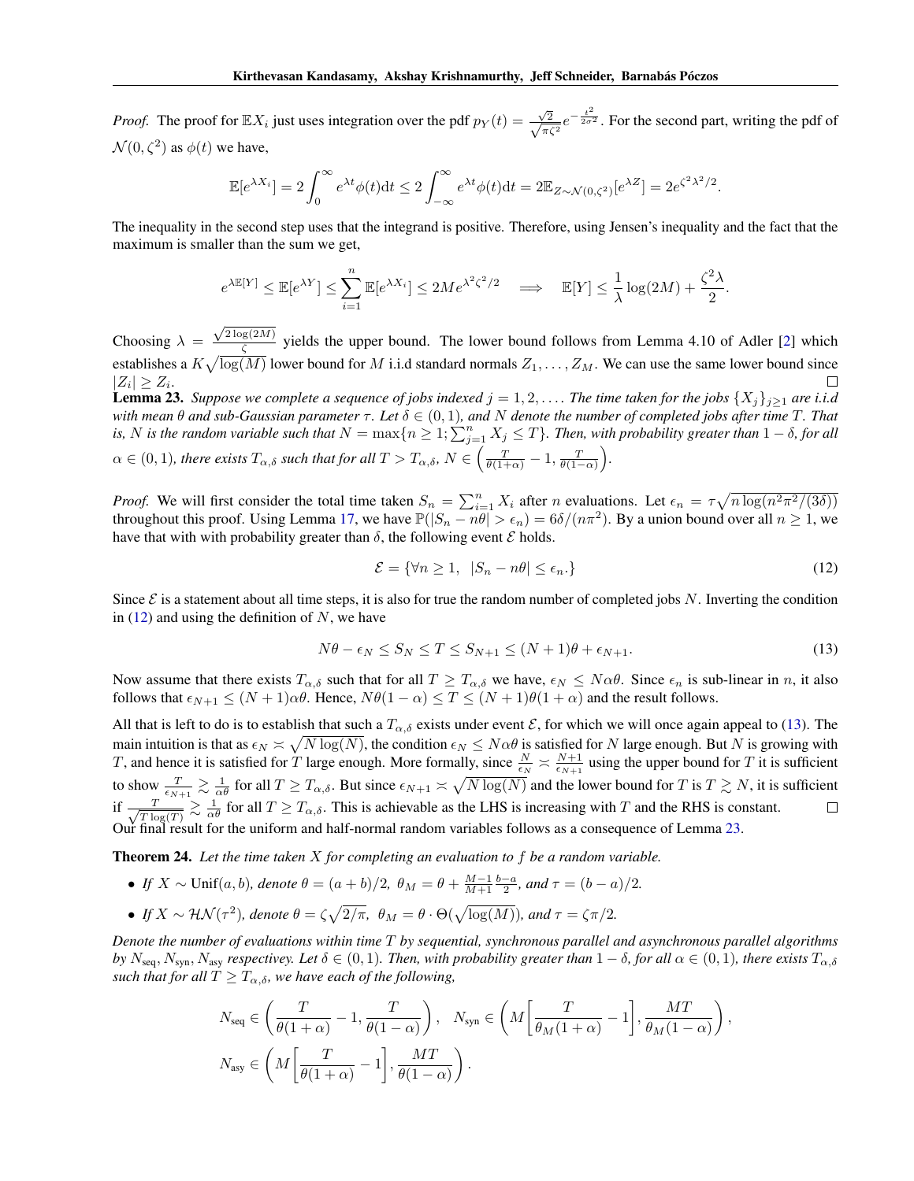*Proof.* The proof for $\mathbb{E}X_i$ just uses integration over the pdf $p_Y(t) = \frac{\sqrt{2}}{\sqrt{\pi\zeta^2}} e^{-\frac{t^2}{2\sigma^2}}$. For the second part, writing the pdf of $\mathcal{N}(0, \zeta^2)$ as $\phi(t)$ we have,

$$\mathbb{E}[e^{\lambda X_i}] = 2\int_0^\infty e^{\lambda t}\phi(t)\mathrm{d}t \leq 2\int_{-\infty}^\infty e^{\lambda t}\phi(t)\mathrm{d}t = 2\mathbb{E}_{Z\sim\mathcal{N}(0,\zeta^2)}[e^{\lambda Z}] = 2e^{\zeta^2\lambda^2/2}.$$

The inequality in the second step uses that the integrand is positive. Therefore, using Jensen's inequality and the fact that the maximum is smaller than the sum we get,

$$e^{\lambda\mathbb{E}[Y]} \leq \mathbb{E}[e^{\lambda Y}] \leq \sum_{i=1}^n \mathbb{E}[e^{\lambda X_i}] \leq 2Me^{\lambda^2\zeta^2/2} \quad \Longrightarrow \quad \mathbb{E}[Y] \leq \frac{1}{\lambda}\log(2M) + \frac{\zeta^2\lambda}{2}.$$

Choosing $\lambda = \frac{\sqrt{2\log(2M)}}{\zeta}$ yields the upper bound. The lower bound follows from Lemma 4.10 of Adler [2] which establishes a $K\sqrt{\log(M)}$ lower bound for $M$ i.i.d standard normals $Z_1, \ldots, Z_M$. We can use the same lower bound since $|Z_i| \geq Z_i$. $\square$

**Lemma 23.** *Suppose we complete a sequence of jobs indexed $j = 1, 2, \ldots$. The time taken for the jobs $\{X_j\}_{j\geq 1}$ are i.i.d with mean $\theta$ and sub-Gaussian parameter $\tau$. Let $\delta \in (0, 1)$, and $N$ denote the number of completed jobs after time $T$. That is, $N$ is the random variable such that $N = \max\{n \geq 1; \sum_{j=1}^n X_j \leq T\}$. Then, with probability greater than $1 - \delta$, for all $\alpha \in (0, 1)$, there exists $T_{\alpha,\delta}$ such that for all $T > T_{\alpha,\delta}$, $N \in \left(\frac{T}{\theta(1+\alpha)} - 1, \frac{T}{\theta(1-\alpha)}\right)$.*

*Proof.* We will first consider the total time taken $S_n = \sum_{i=1}^n X_i$ after $n$ evaluations. Let $\epsilon_n = \tau\sqrt{n\log(n^2\pi^2/(3\delta))}$ throughout this proof. Using Lemma 17, we have $\mathbb{P}(|S_n - n\theta| > \epsilon_n) = 6\delta/(n\pi^2)$. By a union bound over all $n \geq 1$, we have that with with probability greater than $\delta$, the following event $\mathcal{E}$ holds.

$$\mathcal{E} = \{\forall n \geq 1, \;\; |S_n - n\theta| \leq \epsilon_n.\} \tag{12}$$

Since $\mathcal{E}$ is a statement about all time steps, it is also for true the random number of completed jobs $N$. Inverting the condition in (12) and using the definition of $N$, we have

$$N\theta - \epsilon_N \leq S_N \leq T \leq S_{N+1} \leq (N+1)\theta + \epsilon_{N+1}. \tag{13}$$

Now assume that there exists $T_{\alpha,\delta}$ such that for all $T \geq T_{\alpha,\delta}$ we have, $\epsilon_N \leq N\alpha\theta$. Since $\epsilon_n$ is sub-linear in $n$, it also follows that $\epsilon_{N+1} \leq (N+1)\alpha\theta$. Hence, $N\theta(1-\alpha) \leq T \leq (N+1)\theta(1+\alpha)$ and the result follows.

All that is left to do is to establish that such a $T_{\alpha,\delta}$ exists under event $\mathcal{E}$, for which we will once again appeal to (13). The main intuition is that as $\epsilon_N \asymp \sqrt{N\log(N)}$, the condition $\epsilon_N \leq N\alpha\theta$ is satisfied for $N$ large enough. But $N$ is growing with $T$, and hence it is satisfied for $T$ large enough. More formally, since $\frac{N}{\epsilon_N} \asymp \frac{N+1}{\epsilon_{N+1}}$ using the upper bound for $T$ it is sufficient to show $\frac{T}{\epsilon_{N+1}} \gtrsim \frac{1}{\alpha\theta}$ for all $T \geq T_{\alpha,\delta}$. But since $\epsilon_{N+1} \asymp \sqrt{N\log(N)}$ and the lower bound for $T$ is $T \gtrsim N$, it is sufficient if $\frac{T}{\sqrt{T\log(T)}} \gtrsim \frac{1}{\alpha\theta}$ for all $T \geq T_{\alpha,\delta}$. This is achievable as the LHS is increasing with $T$ and the RHS is constant. $\square$

Our final result for the uniform and half-normal random variables follows as a consequence of Lemma 23.

**Theorem 24.** *Let the time taken $X$ for completing an evaluation to $f$ be a random variable.*

- *If $X \sim \mathrm{Unif}(a, b)$, denote $\theta = (a+b)/2$, $\theta_M = \theta + \frac{M-1}{M+1}\frac{b-a}{2}$, and $\tau = (b-a)/2$.*
- *If $X \sim \mathcal{HN}(\tau^2)$, denote $\theta = \zeta\sqrt{2/\pi}$, $\theta_M = \theta \cdot \Theta(\sqrt{\log(M)})$, and $\tau = \zeta\pi/2$.*

*Denote the number of evaluations within time $T$ by sequential, synchronous parallel and asynchronous parallel algorithms by $N_{\text{seq}}, N_{\text{syn}}, N_{\text{asy}}$ respectivey. Let $\delta \in (0, 1)$. Then, with probability greater than $1 - \delta$, for all $\alpha \in (0, 1)$, there exists $T_{\alpha,\delta}$ such that for all $T \geq T_{\alpha,\delta}$, we have each of the following,*

$$N_{\text{seq}} \in \left(\frac{T}{\theta(1+\alpha)} - 1, \frac{T}{\theta(1-\alpha)}\right), \quad N_{\text{syn}} \in \left(M\left[\frac{T}{\theta_M(1+\alpha)} - 1\right], \frac{MT}{\theta_M(1-\alpha)}\right),$$

$$N_{\text{asy}} \in \left(M\left[\frac{T}{\theta(1+\alpha)} - 1\right], \frac{MT}{\theta(1-\alpha)}\right).$$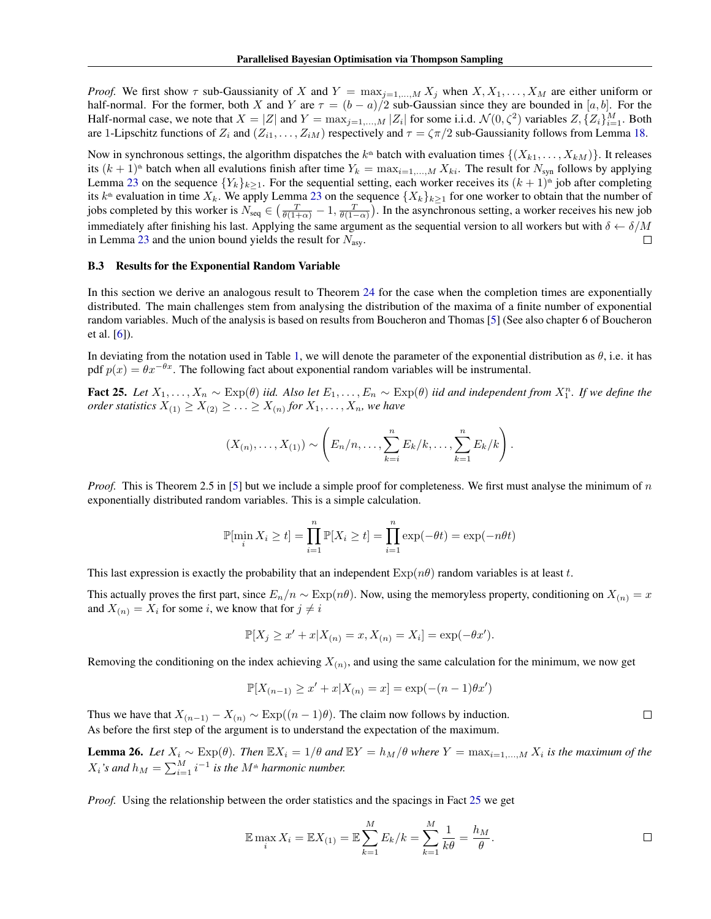*Proof.* We first show $\tau$ sub-Gaussianity of $X$ and $Y = \max_{j=1,\ldots,M} X_j$ when $X, X_1, \ldots, X_M$ are either uniform or half-normal. For the former, both $X$ and $Y$ are $\tau = (b-a)/2$ sub-Gaussian since they are bounded in $[a,b]$. For the Half-normal case, we note that $X = |Z|$ and $Y = \max_{j=1,\ldots,M} |Z_i|$ for some i.i.d. $\mathcal{N}(0,\zeta^2)$ variables $Z, \{Z_i\}_{i=1}^M$. Both are 1-Lipschitz functions of $Z_i$ and $(Z_{i1}, \ldots, Z_{iM})$ respectively and $\tau = \zeta\pi/2$ sub-Gaussianity follows from Lemma 18.

Now in synchronous settings, the algorithm dispatches the $k^{\text{th}}$ batch with evaluation times $\{(X_{k1}, \ldots, X_{kM})\}$. It releases its $(k+1)^{\text{th}}$ batch when all evalutions finish after time $Y_k = \max_{i=1,\ldots,M} X_{ki}$. The result for $N_{\text{syn}}$ follows by applying Lemma 23 on the sequence $\{Y_k\}_{k\geq 1}$. For the sequential setting, each worker receives its $(k+1)^{\text{th}}$ job after completing its $k^{\text{th}}$ evaluation in time $X_k$. We apply Lemma 23 on the sequence $\{X_k\}_{k\geq 1}$ for one worker to obtain that the number of jobs completed by this worker is $N_{\text{seq}} \in \left(\frac{T}{\theta(1+\alpha)} - 1, \frac{T}{\theta(1-\alpha)}\right)$. In the asynchronous setting, a worker receives his new job immediately after finishing his last. Applying the same argument as the sequential version to all workers but with $\delta \leftarrow \delta/M$ in Lemma 23 and the union bound yields the result for $N_{\text{asy}}$. □

### B.3 Results for the Exponential Random Variable

In this section we derive an analogous result to Theorem 24 for the case when the completion times are exponentially distributed. The main challenges stem from analysing the distribution of the maxima of a finite number of exponential random variables. Much of the analysis is based on results from Boucheron and Thomas [5] (See also chapter 6 of Boucheron et al. [6]).

In deviating from the notation used in Table 1, we will denote the parameter of the exponential distribution as $\theta$, i.e. it has pdf $p(x) = \theta x^{-\theta x}$. The following fact about exponential random variables will be instrumental.

**Fact 25.** *Let $X_1, \ldots, X_n \sim \mathrm{Exp}(\theta)$ iid. Also let $E_1, \ldots, E_n \sim \mathrm{Exp}(\theta)$ iid and independent from $X_1^n$. If we define the order statistics $X_{(1)} \geq X_{(2)} \geq \ldots \geq X_{(n)}$ for $X_1, \ldots, X_n$, we have*

$$(X_{(n)}, \ldots, X_{(1)}) \sim \left(E_n/n, \ldots, \sum_{k=i}^{n} E_k/k, \ldots, \sum_{k=1}^{n} E_k/k\right).$$

*Proof.* This is Theorem 2.5 in [5] but we include a simple proof for completeness. We first must analyse the minimum of $n$ exponentially distributed random variables. This is a simple calculation.

$$\mathbb{P}[\min_i X_i \geq t] = \prod_{i=1}^{n} \mathbb{P}[X_i \geq t] = \prod_{i=1}^{n} \exp(-\theta t) = \exp(-n\theta t)$$

This last expression is exactly the probability that an independent $\mathrm{Exp}(n\theta)$ random variables is at least $t$.

This actually proves the first part, since $E_n/n \sim \mathrm{Exp}(n\theta)$. Now, using the memoryless property, conditioning on $X_{(n)} = x$ and $X_{(n)} = X_i$ for some $i$, we know that for $j \neq i$

$$\mathbb{P}[X_j \geq x' + x | X_{(n)} = x, X_{(n)} = X_i] = \exp(-\theta x').$$

Removing the conditioning on the index achieving $X_{(n)}$, and using the same calculation for the minimum, we now get

$$\mathbb{P}[X_{(n-1)} \geq x' + x | X_{(n)} = x] = \exp(-(n-1)\theta x')$$

Thus we have that $X_{(n-1)} - X_{(n)} \sim \mathrm{Exp}((n-1)\theta)$. The claim now follows by induction. □

As before the first step of the argument is to understand the expectation of the maximum.

**Lemma 26.** *Let $X_i \sim \mathrm{Exp}(\theta)$. Then $\mathbb{E}X_i = 1/\theta$ and $\mathbb{E}Y = h_M/\theta$ where $Y = \max_{i=1,\ldots,M} X_i$ is the maximum of the $X_i$'s and $h_M = \sum_{i=1}^{M} i^{-1}$ is the $M^{\text{th}}$ harmonic number.*

*Proof.* Using the relationship between the order statistics and the spacings in Fact 25 we get

$$\mathbb{E}\max_i X_i = \mathbb{E}X_{(1)} = \mathbb{E}\sum_{k=1}^{M} E_k/k = \sum_{k=1}^{M} \frac{1}{k\theta} = \frac{h_M}{\theta}.$$

□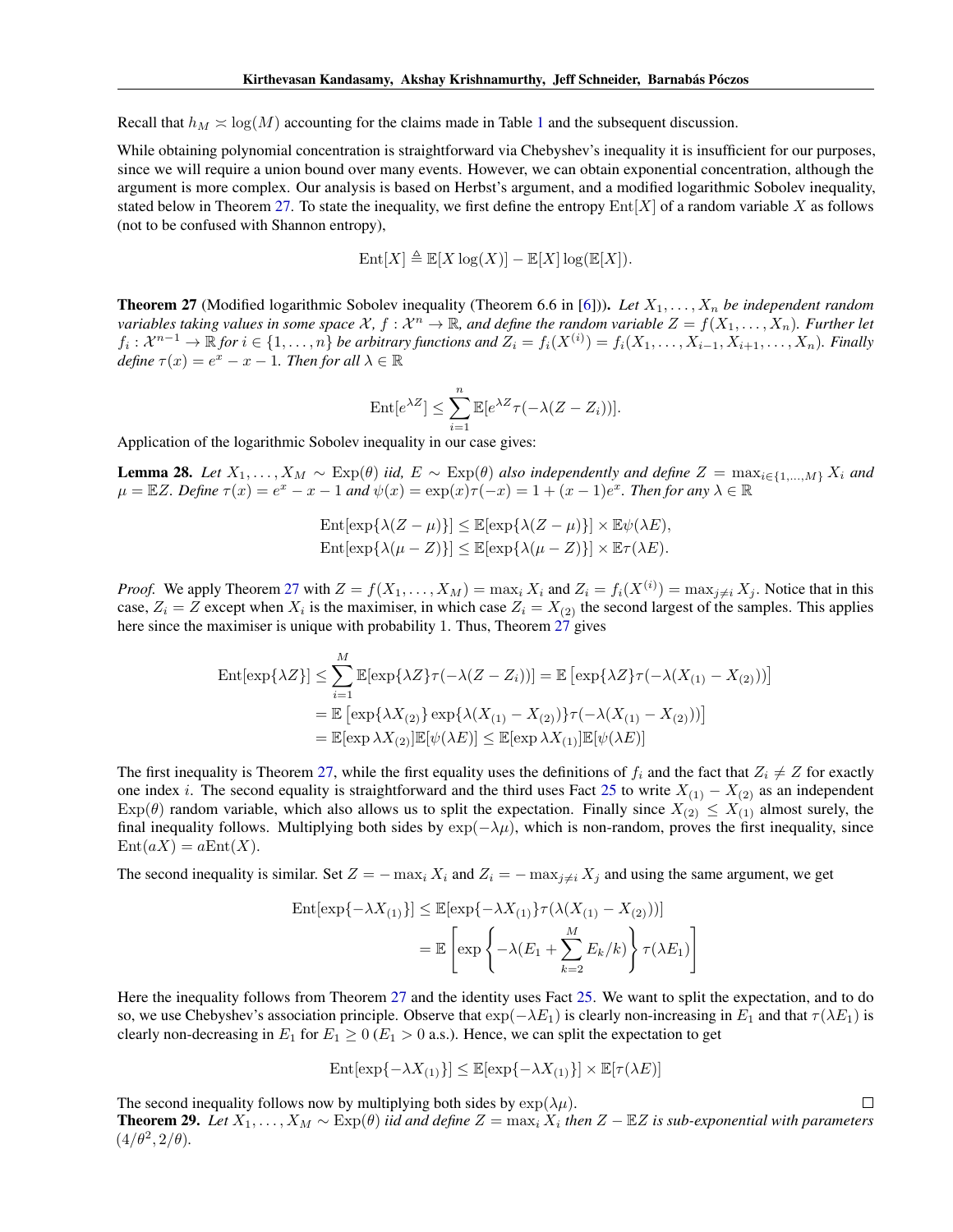Recall that $h_M \asymp \log(M)$ accounting for the claims made in Table 1 and the subsequent discussion.

While obtaining polynomial concentration is straightforward via Chebyshev's inequality it is insufficient for our purposes, since we will require a union bound over many events. However, we can obtain exponential concentration, although the argument is more complex. Our analysis is based on Herbst's argument, and a modified logarithmic Sobolev inequality, stated below in Theorem 27. To state the inequality, we first define the entropy $\mathrm{Ent}[X]$ of a random variable $X$ as follows (not to be confused with Shannon entropy),

$$\mathrm{Ent}[X] \triangleq \mathbb{E}[X\log(X)] - \mathbb{E}[X]\log(\mathbb{E}[X]).$$

**Theorem 27** (Modified logarithmic Sobolev inequality (Theorem 6.6 in [6])). *Let $X_1,\dots,X_n$ be independent random variables taking values in some space $\mathcal{X}$, $f:\mathcal{X}^n\to\mathbb{R}$, and define the random variable $Z=f(X_1,\dots,X_n)$. Further let $f_i:\mathcal{X}^{n-1}\to\mathbb{R}$ for $i\in\{1,\dots,n\}$ be arbitrary functions and $Z_i=f_i(X^{(i)})=f_i(X_1,\dots,X_{i-1},X_{i+1},\dots,X_n)$. Finally define $\tau(x)=e^x-x-1$. Then for all $\lambda\in\mathbb{R}$*

$$\mathrm{Ent}[e^{\lambda Z}] \le \sum_{i=1}^{n}\mathbb{E}[e^{\lambda Z}\tau(-\lambda(Z-Z_i))].$$

Application of the logarithmic Sobolev inequality in our case gives:

**Lemma 28.** *Let $X_1,\dots,X_M\sim\mathrm{Exp}(\theta)$ iid, $E\sim\mathrm{Exp}(\theta)$ also independently and define $Z=\max_{i\in\{1,\dots,M\}}X_i$ and $\mu=\mathbb{E}Z$. Define $\tau(x)=e^x-x-1$ and $\psi(x)=\exp(x)\tau(-x)=1+(x-1)e^x$. Then for any $\lambda\in\mathbb{R}$*

$$\begin{aligned}
\mathrm{Ent}[\exp\{\lambda(Z-\mu)\}] &\le \mathbb{E}[\exp\{\lambda(Z-\mu)\}]\times\mathbb{E}\psi(\lambda E),\\
\mathrm{Ent}[\exp\{\lambda(\mu-Z)\}] &\le \mathbb{E}[\exp\{\lambda(\mu-Z)\}]\times\mathbb{E}\tau(\lambda E).
\end{aligned}$$

*Proof.* We apply Theorem 27 with $Z=f(X_1,\dots,X_M)=\max_i X_i$ and $Z_i=f_i(X^{(i)})=\max_{j\neq i}X_j$. Notice that in this case, $Z_i=Z$ except when $X_i$ is the maximiser, in which case $Z_i=X_{(2)}$ the second largest of the samples. This applies here since the maximiser is unique with probability 1. Thus, Theorem 27 gives

$$\begin{aligned}
\mathrm{Ent}[\exp\{\lambda Z\}] &\le \sum_{i=1}^{M}\mathbb{E}[\exp\{\lambda Z\}\tau(-\lambda(Z-Z_i))] = \mathbb{E}\left[\exp\{\lambda Z\}\tau(-\lambda(X_{(1)}-X_{(2)}))\right]\\
&= \mathbb{E}\left[\exp\{\lambda X_{(2)}\}\exp\{\lambda(X_{(1)}-X_{(2)})\}\tau(-\lambda(X_{(1)}-X_{(2)}))\right]\\
&= \mathbb{E}[\exp\lambda X_{(2)}]\mathbb{E}[\psi(\lambda E)] \le \mathbb{E}[\exp\lambda X_{(1)}]\mathbb{E}[\psi(\lambda E)]
\end{aligned}$$

The first inequality is Theorem 27, while the first equality uses the definitions of $f_i$ and the fact that $Z_i\neq Z$ for exactly one index $i$. The second equality is straightforward and the third uses Fact 25 to write $X_{(1)}-X_{(2)}$ as an independent $\mathrm{Exp}(\theta)$ random variable, which also allows us to split the expectation. Finally since $X_{(2)}\le X_{(1)}$ almost surely, the final inequality follows. Multiplying both sides by $\exp(-\lambda\mu)$, which is non-random, proves the first inequality, since $\mathrm{Ent}(aX)=a\mathrm{Ent}(X)$.

The second inequality is similar. Set $Z=-\max_i X_i$ and $Z_i=-\max_{j\neq i}X_j$ and using the same argument, we get

$$\begin{aligned}
\mathrm{Ent}[\exp\{-\lambda X_{(1)}\}] &\le \mathbb{E}[\exp\{-\lambda X_{(1)}\}\tau(\lambda(X_{(1)}-X_{(2)}))]\\
&= \mathbb{E}\left[\exp\left\{-\lambda(E_1+\sum_{k=2}^{M}E_k/k)\right\}\tau(\lambda E_1)\right]
\end{aligned}$$

Here the inequality follows from Theorem 27 and the identity uses Fact 25. We want to split the expectation, and to do so, we use Chebyshev's association principle. Observe that $\exp(-\lambda E_1)$ is clearly non-increasing in $E_1$ and that $\tau(\lambda E_1)$ is clearly non-decreasing in $E_1$ for $E_1\ge 0$ ($E_1>0$ a.s.). Hence, we can split the expectation to get

$$\mathrm{Ent}[\exp\{-\lambda X_{(1)}\}] \le \mathbb{E}[\exp\{-\lambda X_{(1)}\}]\times\mathbb{E}[\tau(\lambda E)]$$

The second inequality follows now by multiplying both sides by $\exp(\lambda\mu)$. $\square$

**Theorem 29.** *Let $X_1,\dots,X_M\sim\mathrm{Exp}(\theta)$ iid and define $Z=\max_i X_i$ then $Z-\mathbb{E}Z$ is sub-exponential with parameters $(4/\theta^2, 2/\theta)$.*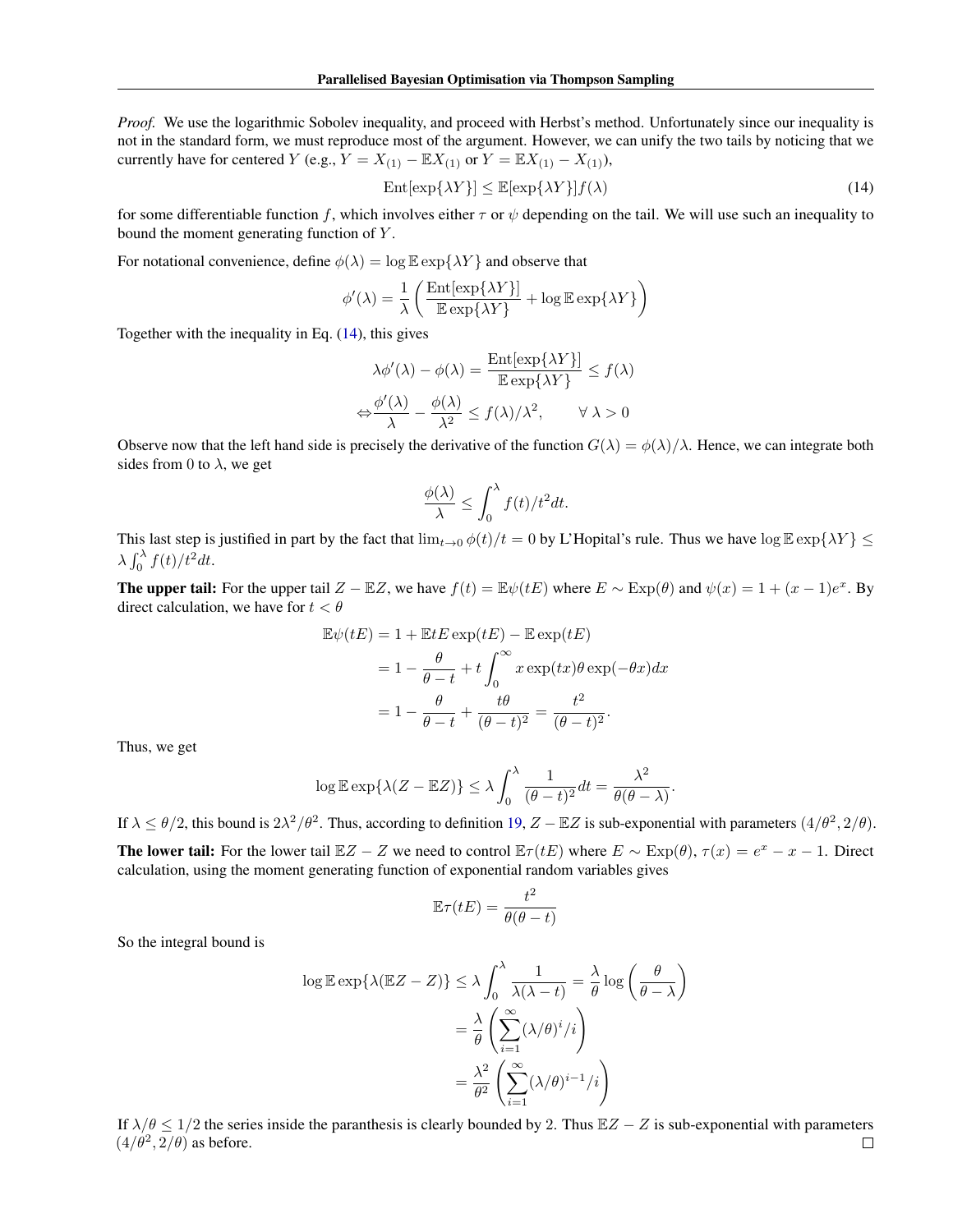*Proof.* We use the logarithmic Sobolev inequality, and proceed with Herbst's method. Unfortunately since our inequality is not in the standard form, we must reproduce most of the argument. However, we can unify the two tails by noticing that we currently have for centered $Y$ (e.g., $Y = X_{(1)} - \mathbb{E}X_{(1)}$ or $Y = \mathbb{E}X_{(1)} - X_{(1)}$),

$$\mathrm{Ent}[\exp\{\lambda Y\}] \leq \mathbb{E}[\exp\{\lambda Y\}]f(\lambda) \tag{14}$$

for some differentiable function $f$, which involves either $\tau$ or $\psi$ depending on the tail. We will use such an inequality to bound the moment generating function of $Y$.

For notational convenience, define $\phi(\lambda) = \log \mathbb{E}\exp\{\lambda Y\}$ and observe that

$$\phi'(\lambda) = \frac{1}{\lambda}\left(\frac{\mathrm{Ent}[\exp\{\lambda Y\}]}{\mathbb{E}\exp\{\lambda Y\}} + \log \mathbb{E}\exp\{\lambda Y\}\right)$$

Together with the inequality in Eq. (14), this gives

$$\lambda\phi'(\lambda) - \phi(\lambda) = \frac{\mathrm{Ent}[\exp\{\lambda Y\}]}{\mathbb{E}\exp\{\lambda Y\}} \leq f(\lambda)$$

$$\Leftrightarrow \frac{\phi'(\lambda)}{\lambda} - \frac{\phi(\lambda)}{\lambda^2} \leq f(\lambda)/\lambda^2, \qquad \forall\ \lambda > 0$$

Observe now that the left hand side is precisely the derivative of the function $G(\lambda) = \phi(\lambda)/\lambda$. Hence, we can integrate both sides from 0 to $\lambda$, we get

$$\frac{\phi(\lambda)}{\lambda} \leq \int_0^\lambda f(t)/t^2 dt.$$

This last step is justified in part by the fact that $\lim_{t\to 0}\phi(t)/t = 0$ by L'Hopital's rule. Thus we have $\log \mathbb{E}\exp\{\lambda Y\} \leq \lambda \int_0^\lambda f(t)/t^2 dt$.

**The upper tail:** For the upper tail $Z - \mathbb{E}Z$, we have $f(t) = \mathbb{E}\psi(tE)$ where $E \sim \mathrm{Exp}(\theta)$ and $\psi(x) = 1 + (x-1)e^x$. By direct calculation, we have for $t < \theta$

$$\begin{aligned}
\mathbb{E}\psi(tE) &= 1 + \mathbb{E}tE\exp(tE) - \mathbb{E}\exp(tE)\\
&= 1 - \frac{\theta}{\theta - t} + t\int_0^\infty x\exp(tx)\theta\exp(-\theta x)dx\\
&= 1 - \frac{\theta}{\theta - t} + \frac{t\theta}{(\theta - t)^2} = \frac{t^2}{(\theta - t)^2}.
\end{aligned}$$

Thus, we get

$$\log \mathbb{E}\exp\{\lambda(Z - \mathbb{E}Z)\} \leq \lambda\int_0^\lambda \frac{1}{(\theta - t)^2}dt = \frac{\lambda^2}{\theta(\theta - \lambda)}.$$

If $\lambda \leq \theta/2$, this bound is $2\lambda^2/\theta^2$. Thus, according to definition 19, $Z - \mathbb{E}Z$ is sub-exponential with parameters $(4/\theta^2, 2/\theta)$.

**The lower tail:** For the lower tail $\mathbb{E}Z - Z$ we need to control $\mathbb{E}\tau(tE)$ where $E \sim \mathrm{Exp}(\theta)$, $\tau(x) = e^x - x - 1$. Direct calculation, using the moment generating function of exponential random variables gives

$$\mathbb{E}\tau(tE) = \frac{t^2}{\theta(\theta - t)}$$

So the integral bound is

$$\begin{aligned}
\log \mathbb{E}\exp\{\lambda(\mathbb{E}Z - Z)\} &\leq \lambda\int_0^\lambda \frac{1}{\lambda(\lambda - t)} = \frac{\lambda}{\theta}\log\left(\frac{\theta}{\theta - \lambda}\right)\\
&= \frac{\lambda}{\theta}\left(\sum_{i=1}^\infty (\lambda/\theta)^i/i\right)\\
&= \frac{\lambda^2}{\theta^2}\left(\sum_{i=1}^\infty (\lambda/\theta)^{i-1}/i\right)
\end{aligned}$$

If $\lambda/\theta \leq 1/2$ the series inside the paranthesis is clearly bounded by 2. Thus $\mathbb{E}Z - Z$ is sub-exponential with parameters $(4/\theta^2, 2/\theta)$ as before. $\square$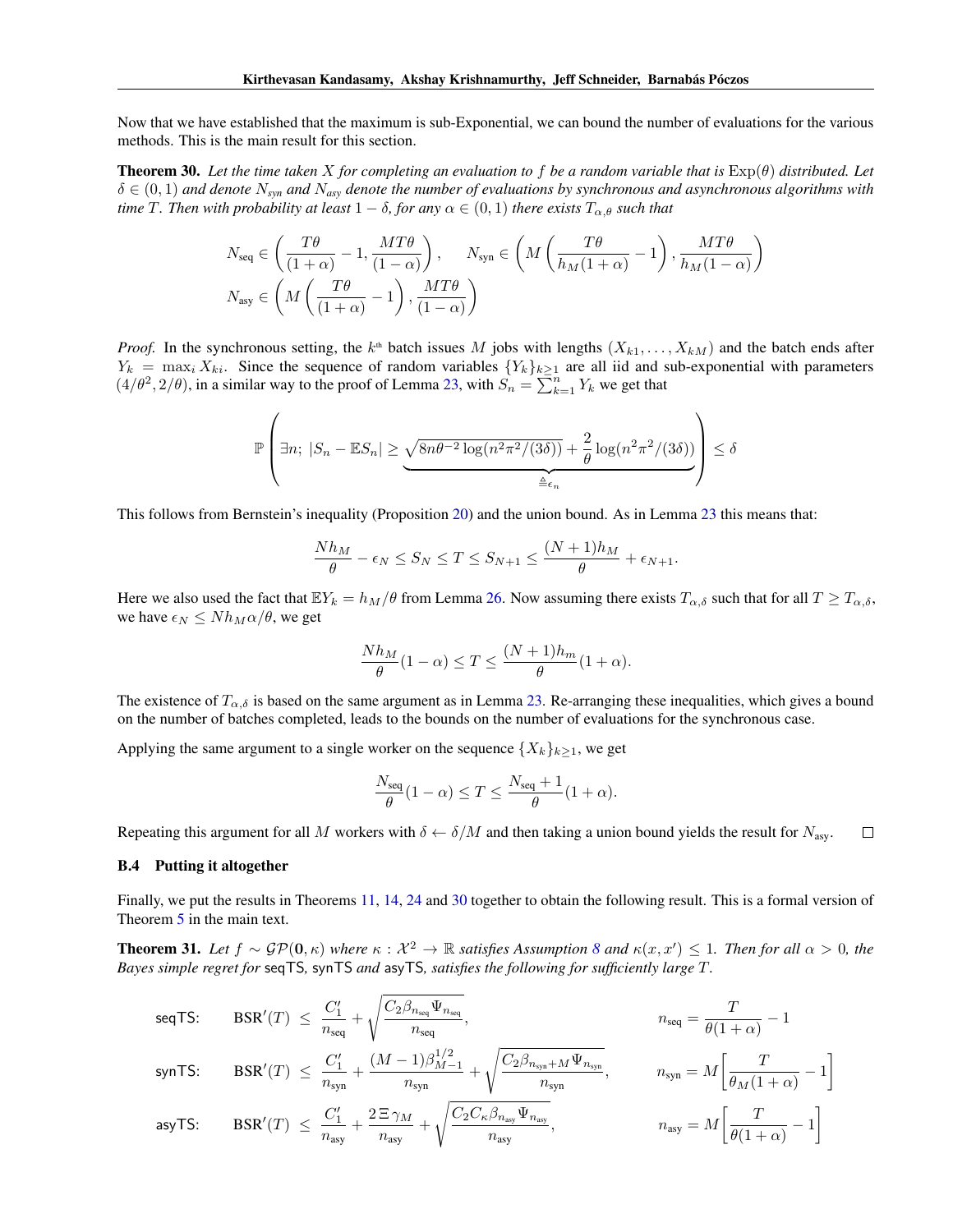Now that we have established that the maximum is sub-Exponential, we can bound the number of evaluations for the various methods. This is the main result for this section.

**Theorem 30.** *Let the time taken $X$ for completing an evaluation to $f$ be a random variable that is $\mathrm{Exp}(\theta)$ distributed. Let $\delta \in (0,1)$ and denote $N_{syn}$ and $N_{asy}$ denote the number of evaluations by synchronous and asynchronous algorithms with time $T$. Then with probability at least $1-\delta$, for any $\alpha \in (0,1)$ there exists $T_{\alpha,\theta}$ such that*

$$N_{\text{seq}} \in \left( \frac{T\theta}{(1+\alpha)} - 1, \frac{MT\theta}{(1-\alpha)} \right), \qquad N_{\text{syn}} \in \left( M\left( \frac{T\theta}{h_M(1+\alpha)} - 1 \right), \frac{MT\theta}{h_M(1-\alpha)} \right)$$
$$N_{\text{asy}} \in \left( M\left( \frac{T\theta}{(1+\alpha)} - 1 \right), \frac{MT\theta}{(1-\alpha)} \right)$$

*Proof.* In the synchronous setting, the $k^{\text{th}}$ batch issues $M$ jobs with lengths $(X_{k1}, \dots, X_{kM})$ and the batch ends after $Y_k = \max_i X_{ki}$. Since the sequence of random variables $\{Y_k\}_{k\geq 1}$ are all iid and sub-exponential with parameters $(4/\theta^2, 2/\theta)$, in a similar way to the proof of Lemma 23, with $S_n = \sum_{k=1}^n Y_k$ we get that

$$\mathbb{P}\left( \exists n;\ |S_n - \mathbb{E}S_n| \geq \underbrace{\sqrt{8n\theta^{-2}\log(n^2\pi^2/(3\delta))} + \frac{2}{\theta}\log(n^2\pi^2/(3\delta))}_{\triangleq \epsilon_n} \right) \leq \delta$$

This follows from Bernstein's inequality (Proposition 20) and the union bound. As in Lemma 23 this means that:

$$\frac{Nh_M}{\theta} - \epsilon_N \leq S_N \leq T \leq S_{N+1} \leq \frac{(N+1)h_M}{\theta} + \epsilon_{N+1}.$$

Here we also used the fact that $\mathbb{E}Y_k = h_M/\theta$ from Lemma 26. Now assuming there exists $T_{\alpha,\delta}$ such that for all $T \geq T_{\alpha,\delta}$, we have $\epsilon_N \leq Nh_M\alpha/\theta$, we get

$$\frac{Nh_M}{\theta}(1-\alpha) \leq T \leq \frac{(N+1)h_m}{\theta}(1+\alpha).$$

The existence of $T_{\alpha,\delta}$ is based on the same argument as in Lemma 23. Re-arranging these inequalities, which gives a bound on the number of batches completed, leads to the bounds on the number of evaluations for the synchronous case.

Applying the same argument to a single worker on the sequence $\{X_k\}_{k\geq 1}$, we get

$$\frac{N_{\text{seq}}}{\theta}(1-\alpha) \leq T \leq \frac{N_{\text{seq}}+1}{\theta}(1+\alpha).$$

Repeating this argument for all $M$ workers with $\delta \leftarrow \delta/M$ and then taking a union bound yields the result for $N_{\text{asy}}$. $\square$

### B.4 Putting it altogether

Finally, we put the results in Theorems 11, 14, 24 and 30 together to obtain the following result. This is a formal version of Theorem 5 in the main text.

**Theorem 31.** *Let $f \sim \mathcal{GP}(\mathbf{0}, \kappa)$ where $\kappa : \mathcal{X}^2 \to \mathbb{R}$ satisfies Assumption 8 and $\kappa(x,x') \leq 1$. Then for all $\alpha > 0$, the Bayes simple regret for* seqTS*,* synTS *and* asyTS*, satisfies the following for sufficiently large $T$.*

$$\text{seqTS:} \qquad \mathrm{BSR}'(T) \leq \frac{C_1'}{n_{\text{seq}}} + \sqrt{\frac{C_2\beta_{n_{\text{seq}}}\Psi_{n_{\text{seq}}}}{n_{\text{seq}}}}, \qquad n_{\text{seq}} = \frac{T}{\theta(1+\alpha)} - 1$$

$$\text{synTS:} \qquad \mathrm{BSR}'(T) \leq \frac{C_1'}{n_{\text{syn}}} + \frac{(M-1)\beta_{M-1}^{1/2}}{n_{\text{syn}}} + \sqrt{\frac{C_2\beta_{n_{\text{syn}}+M}\Psi_{n_{\text{syn}}}}{n_{\text{syn}}}}, \qquad n_{\text{syn}} = M\left[\frac{T}{\theta_M(1+\alpha)} - 1\right]$$

$$\text{asyTS:} \qquad \mathrm{BSR}'(T) \leq \frac{C_1'}{n_{\text{asy}}} + \frac{2\,\Xi\,\gamma_M}{n_{\text{asy}}} + \sqrt{\frac{C_2C_\kappa\beta_{n_{\text{asy}}}\Psi_{n_{\text{asy}}}}{n_{\text{asy}}}}, \qquad n_{\text{asy}} = M\left[\frac{T}{\theta(1+\alpha)} - 1\right]$$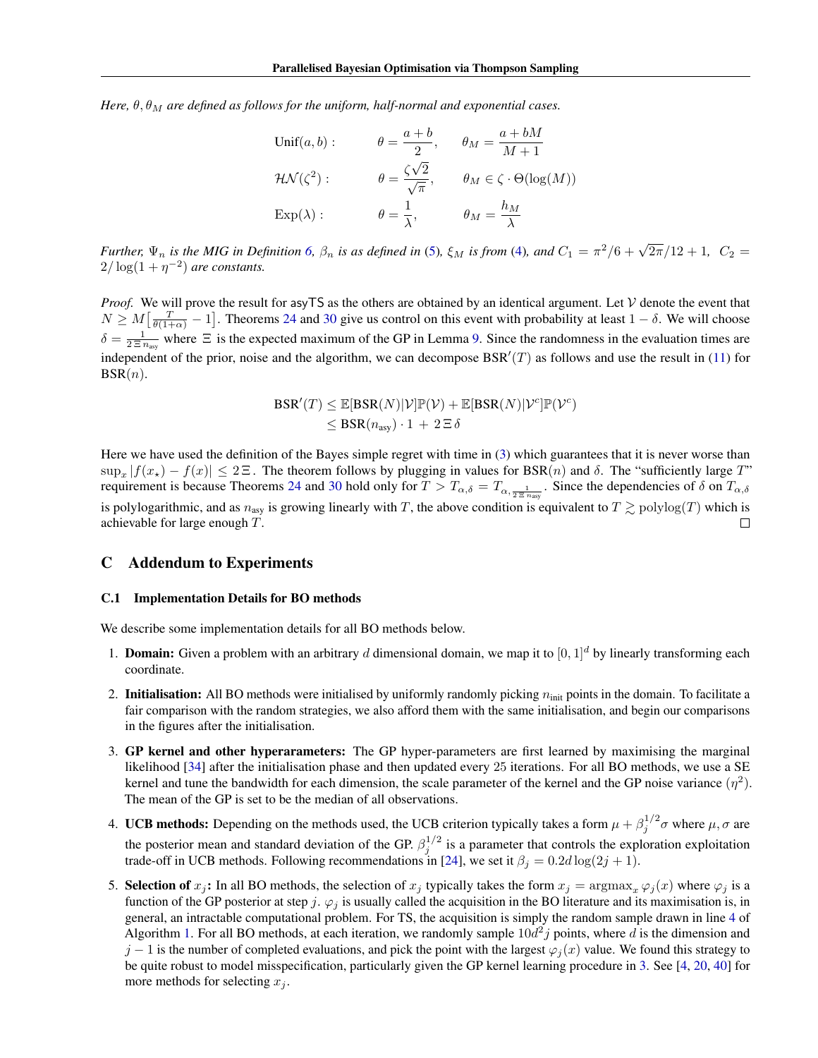*Here, $\theta, \theta_M$ are defined as follows for the uniform, half-normal and exponential cases.*

$$
\begin{aligned}
&\mathrm{Unif}(a,b): && \theta = \frac{a+b}{2}, && \theta_M = \frac{a+bM}{M+1} \\
&\mathcal{HN}(\zeta^2): && \theta = \frac{\zeta\sqrt{2}}{\sqrt{\pi}}, && \theta_M \in \zeta \cdot \Theta(\log(M)) \\
&\mathrm{Exp}(\lambda): && \theta = \frac{1}{\lambda}, && \theta_M = \frac{h_M}{\lambda}
\end{aligned}
$$

*Further, $\Psi_n$ is the MIG in Definition 6, $\beta_n$ is as defined in (5), $\xi_M$ is from (4), and $C_1 = \pi^2/6 + \sqrt{2\pi}/12 + 1$, $C_2 = 2/\log(1+\eta^{-2})$ are constants.*

*Proof.* We will prove the result for asyTS as the others are obtained by an identical argument. Let $\mathcal{V}$ denote the event that $N \geq M\big[\frac{T}{\theta(1+\alpha)} - 1\big]$. Theorems 24 and 30 give us control on this event with probability at least $1-\delta$. We will choose $\delta = \frac{1}{2\,\Xi\, n_{\mathrm{asy}}}$ where $\Xi$ is the expected maximum of the GP in Lemma 9. Since the randomness in the evaluation times are independent of the prior, noise and the algorithm, we can decompose $\mathrm{BSR}'(T)$ as follows and use the result in (11) for $\mathrm{BSR}(n)$.

$$
\begin{aligned}
\mathrm{BSR}'(T) &\leq \mathbb{E}[\mathrm{BSR}(N)|\mathcal{V}]\mathbb{P}(\mathcal{V}) + \mathbb{E}[\mathrm{BSR}(N)|\mathcal{V}^c]\mathbb{P}(\mathcal{V}^c) \\
&\leq \mathrm{BSR}(n_{\mathrm{asy}}) \cdot 1 \,+\, 2\,\Xi\,\delta
\end{aligned}
$$

Here we have used the definition of the Bayes simple regret with time in (3) which guarantees that it is never worse than $\sup_x |f(x_\star) - f(x)| \leq 2\,\Xi$. The theorem follows by plugging in values for $\mathrm{BSR}(n)$ and $\delta$. The "sufficiently large $T$" requirement is because Theorems 24 and 30 hold only for $T > T_{\alpha,\delta} = T_{\alpha,\frac{1}{2\,\Xi\, n_{\mathrm{asy}}}}$. Since the dependencies of $\delta$ on $T_{\alpha,\delta}$ is polylogarithmic, and as $n_{\mathrm{asy}}$ is growing linearly with $T$, the above condition is equivalent to $T \gtrsim \mathrm{polylog}(T)$ which is achievable for large enough $T$. □

## C Addendum to Experiments

### C.1 Implementation Details for BO methods

We describe some implementation details for all BO methods below.

1. **Domain:** Given a problem with an arbitrary $d$ dimensional domain, we map it to $[0,1]^d$ by linearly transforming each coordinate.
2. **Initialisation:** All BO methods were initialised by uniformly randomly picking $n_{\mathrm{init}}$ points in the domain. To facilitate a fair comparison with the random strategies, we also afford them with the same initialisation, and begin our comparisons in the figures after the initialisation.
3. **GP kernel and other hyperameters:** The GP hyper-parameters are first learned by maximising the marginal likelihood [34] after the initialisation phase and then updated every 25 iterations. For all BO methods, we use a SE kernel and tune the bandwidth for each dimension, the scale parameter of the kernel and the GP noise variance ($\eta^2$). The mean of the GP is set to be the median of all observations.
4. **UCB methods:** Depending on the methods used, the UCB criterion typically takes a form $\mu + \beta_j^{1/2}\sigma$ where $\mu, \sigma$ are the posterior mean and standard deviation of the GP. $\beta_j^{1/2}$ is a parameter that controls the exploration exploitation trade-off in UCB methods. Following recommendations in [24], we set it $\beta_j = 0.2d\log(2j+1)$.
5. **Selection of $x_j$:** In all BO methods, the selection of $x_j$ typically takes the form $x_j = \mathrm{argmax}_x\, \varphi_j(x)$ where $\varphi_j$ is a function of the GP posterior at step $j$. $\varphi_j$ is usually called the acquisition in the BO literature and its maximisation is, in general, an intractable computational problem. For TS, the acquisition is simply the random sample drawn in line 4 of Algorithm 1. For all BO methods, at each iteration, we randomly sample $10d^2j$ points, where $d$ is the dimension and $j-1$ is the number of completed evaluations, and pick the point with the largest $\varphi_j(x)$ value. We found this strategy to be quite robust to model misspecification, particularly given the GP kernel learning procedure in 3. See [4, 20, 40] for more methods for selecting $x_j$.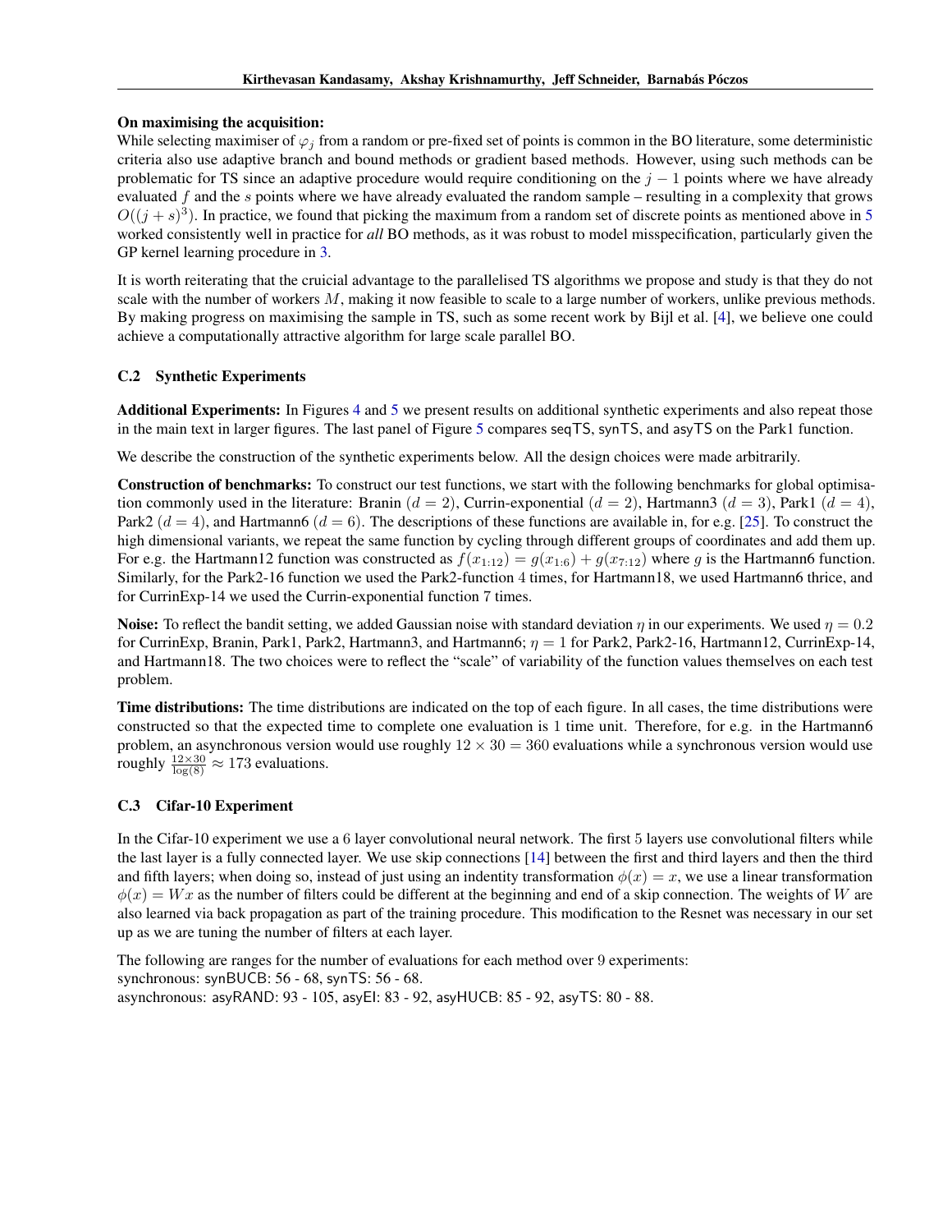**On maximising the acquisition:**
While selecting maximiser of $\varphi_j$ from a random or pre-fixed set of points is common in the BO literature, some deterministic criteria also use adaptive branch and bound methods or gradient based methods. However, using such methods can be problematic for TS since an adaptive procedure would require conditioning on the $j-1$ points where we have already evaluated $f$ and the $s$ points where we have already evaluated the random sample – resulting in a complexity that grows $O((j+s)^3)$. In practice, we found that picking the maximum from a random set of discrete points as mentioned above in 5 worked consistently well in practice for *all* BO methods, as it was robust to model misspecification, particularly given the GP kernel learning procedure in 3.

It is worth reiterating that the cruicial advantage to the parallelised TS algorithms we propose and study is that they do not scale with the number of workers $M$, making it now feasible to scale to a large number of workers, unlike previous methods. By making progress on maximising the sample in TS, such as some recent work by Bijl et al. [4], we believe one could achieve a computationally attractive algorithm for large scale parallel BO.

### C.2 Synthetic Experiments

**Additional Experiments:** In Figures 4 and 5 we present results on additional synthetic experiments and also repeat those in the main text in larger figures. The last panel of Figure 5 compares seqTS, synTS, and asyTS on the Park1 function.

We describe the construction of the synthetic experiments below. All the design choices were made arbitrarily.

**Construction of benchmarks:** To construct our test functions, we start with the following benchmarks for global optimisation commonly used in the literature: Branin ($d = 2$), Currin-exponential ($d = 2$), Hartmann3 ($d = 3$), Park1 ($d = 4$), Park2 ($d = 4$), and Hartmann6 ($d = 6$). The descriptions of these functions are available in, for e.g. [25]. To construct the high dimensional variants, we repeat the same function by cycling through different groups of coordinates and add them up. For e.g. the Hartmann12 function was constructed as $f(x_{1:12}) = g(x_{1:6}) + g(x_{7:12})$ where $g$ is the Hartmann6 function. Similarly, for the Park2-16 function we used the Park2-function 4 times, for Hartmann18, we used Hartmann6 thrice, and for CurrinExp-14 we used the Currin-exponential function 7 times.

**Noise:** To reflect the bandit setting, we added Gaussian noise with standard deviation $\eta$ in our experiments. We used $\eta = 0.2$ for CurrinExp, Branin, Park1, Park2, Hartmann3, and Hartmann6; $\eta = 1$ for Park2, Park2-16, Hartmann12, CurrinExp-14, and Hartmann18. The two choices were to reflect the "scale" of variability of the function values themselves on each test problem.

**Time distributions:** The time distributions are indicated on the top of each figure. In all cases, the time distributions were constructed so that the expected time to complete one evaluation is 1 time unit. Therefore, for e.g. in the Hartmann6 problem, an asynchronous version would use roughly $12 \times 30 = 360$ evaluations while a synchronous version would use roughly $\frac{12\times30}{\log(8)} \approx 173$ evaluations.

### C.3 Cifar-10 Experiment

In the Cifar-10 experiment we use a 6 layer convolutional neural network. The first 5 layers use convolutional filters while the last layer is a fully connected layer. We use skip connections [14] between the first and third layers and then the third and fifth layers; when doing so, instead of just using an indentity transformation $\phi(x) = x$, we use a linear transformation $\phi(x) = Wx$ as the number of filters could be different at the beginning and end of a skip connection. The weights of $W$ are also learned via back propagation as part of the training procedure. This modification to the Resnet was necessary in our set up as we are tuning the number of filters at each layer.

The following are ranges for the number of evaluations for each method over 9 experiments:
synchronous: synBUCB: 56 - 68, synTS: 56 - 68.
asynchronous: asyRAND: 93 - 105, asyEI: 83 - 92, asyHUCB: 85 - 92, asyTS: 80 - 88.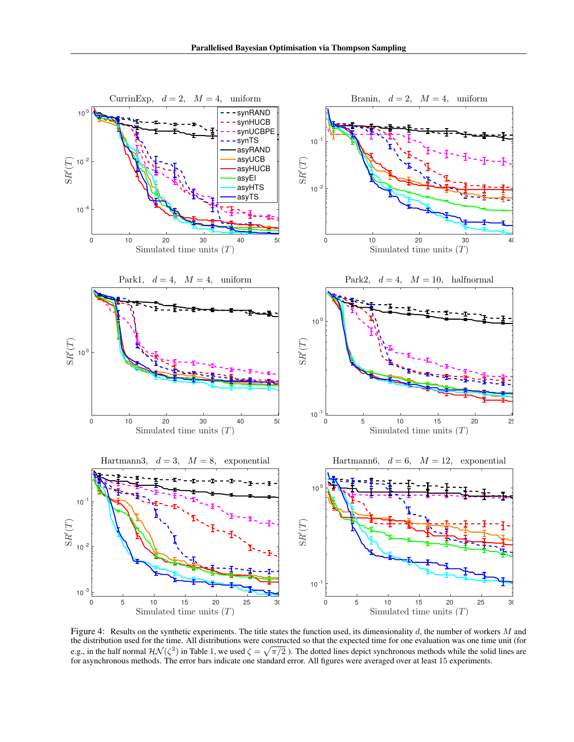Figure 4: Results on the synthetic experiments. The title states the function used, its dimensionality $d$, the number of workers $M$ and the distribution used for the time. All distributions were constructed so that the expected time for one evaluation was one time unit (for e.g., in the half normal $\mathcal{HN}(\zeta^2)$ in Table 1, we used $\zeta = \sqrt{\pi/2}$ ). The dotted lines depict synchronous methods while the solid lines are for asynchronous methods. The error bars indicate one standard error. All figures were averaged over at least 15 experiments.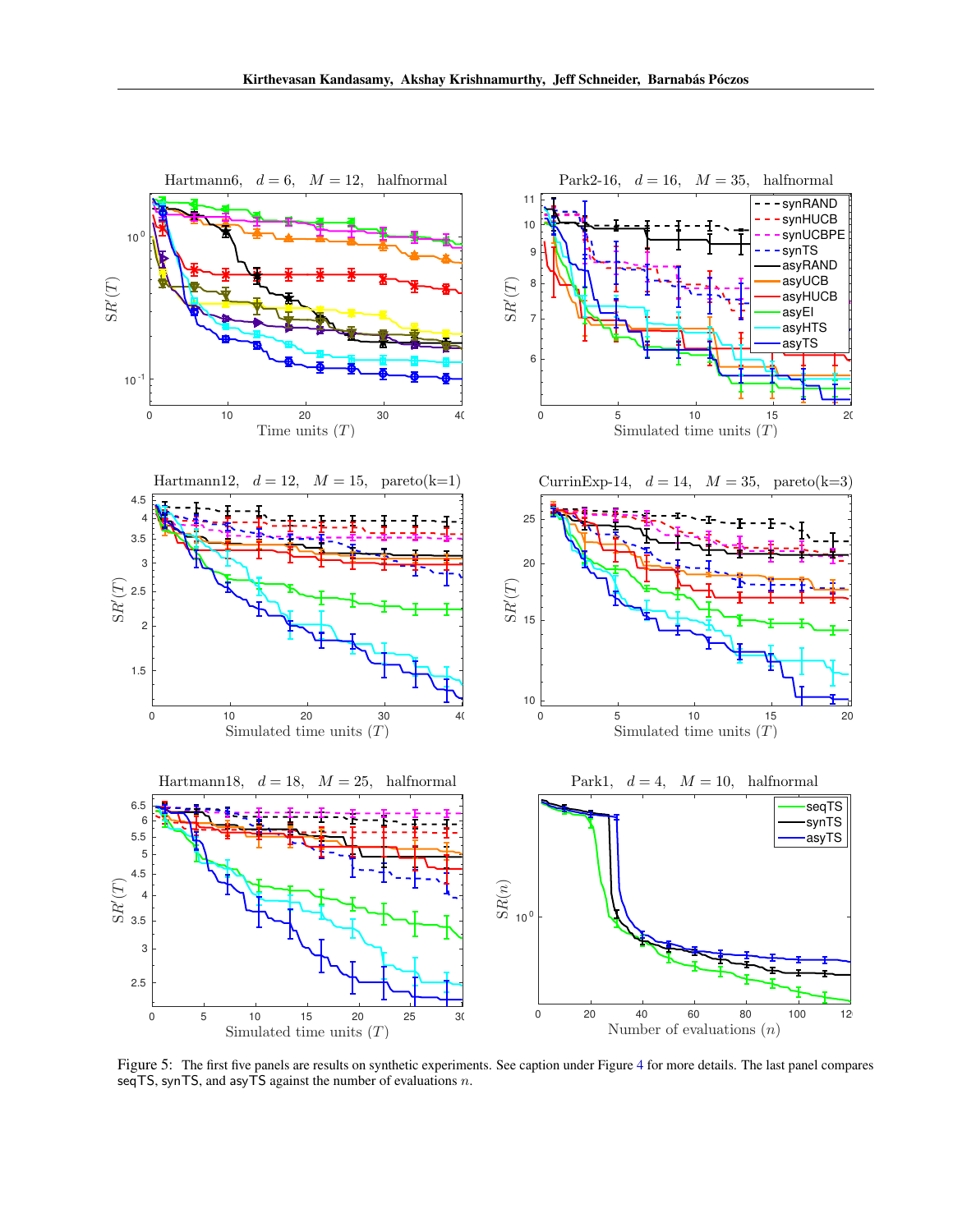Hartmann6, $d = 6$, $M = 12$, halfnormal

$SR'(T)$

$10^0$

$10^{-1}$

0 10 20 30 40

Time units ($T$)

Park2-16, $d = 16$, $M = 35$, halfnormal

$SR'(T)$

11 10 9 8 7 6

0 5 10 15 20

Simulated time units ($T$)

synRAND
synHUCB
synUCBPE
synTS
asyRAND
asyUCB
asyHUCB
asyEI
asyHTS
asyTS

Hartmann12, $d = 12$, $M = 15$, pareto(k=1)

$SR'(T)$

4.5 4 3.5 3 2.5 2 1.5

0 10 20 30 40

Simulated time units ($T$)

CurrinExp-14, $d = 14$, $M = 35$, pareto(k=3)

$SR'(T)$

25 20 15 10

0 5 10 15 20

Simulated time units ($T$)

Hartmann18, $d = 18$, $M = 25$, halfnormal

$SR'(T)$

6.5 6 5.5 5 4.5 4 3.5 3 2.5

0 5 10 15 20 25 30

Simulated time units ($T$)

Park1, $d = 4$, $M = 10$, halfnormal

$SR(n)$

$10^0$

0 20 40 60 80 100 120

Number of evaluations ($n$)

seqTS
synTS
asyTS

Figure 5: The first five panels are results on synthetic experiments. See caption under Figure 4 for more details. The last panel compares seqTS, synTS, and asyTS against the number of evaluations $n$.